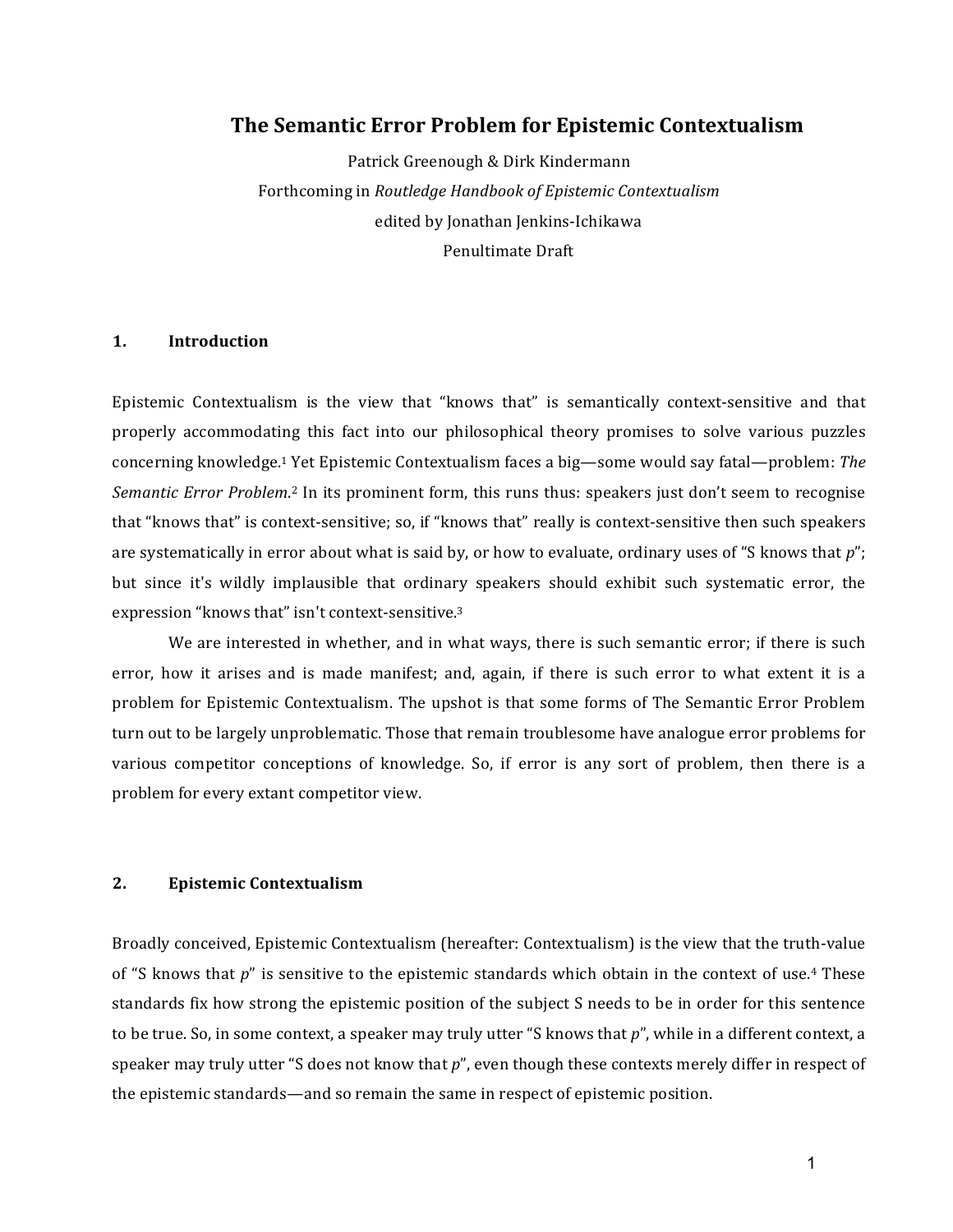# The Semantic Error Problem for Epistemic Contextualism

Patrick Greenough & Dirk Kindermann

Forthcoming in *Routledge Handbook of Epistemic Contextualism*

edited by Jonathan Jenkins-Ichikawa

Penultimate Draft

## 1. Introduction

Epistemic Contextualism is the view that "knows that" is semantically context-sensitive and that properly accommodating this fact into our philosophical theory promises to solve various puzzles concerning knowledge.[1] Yet Epistemic Contextualism faces a big—some would say fatal—problem: *The Semantic Error Problem*.[2] In its prominent form, this runs thus: speakers just don't seem to recognise that "knows that" is context-sensitive; so, if "knows that" really is context-sensitive then such speakers are systematically in error about what is said by, or how to evaluate, ordinary uses of "S knows that *p*"; but since it's wildly implausible that ordinary speakers should exhibit such systematic error, the expression "knows that" isn't context-sensitive.[3]

We are interested in whether, and in what ways, there is such semantic error; if there is such error, how it arises and is made manifest; and, again, if there is such error to what extent it is a problem for Epistemic Contextualism. The upshot is that some forms of The Semantic Error Problem turn out to be largely unproblematic. Those that remain troublesome have analogue error problems for various competitor conceptions of knowledge. So, if error is any sort of problem, then there is a problem for every extant competitor view.

## 2. Epistemic Contextualism

Broadly conceived, Epistemic Contextualism (hereafter: Contextualism) is the view that the truth-value of "S knows that *p*" is sensitive to the epistemic standards which obtain in the context of use.[4] These standards fix how strong the epistemic position of the subject S needs to be in order for this sentence to be true. So, in some context, a speaker may truly utter "S knows that *p*", while in a different context, a speaker may truly utter "S does not know that *p*", even though these contexts merely differ in respect of the epistemic standards—and so remain the same in respect of epistemic position.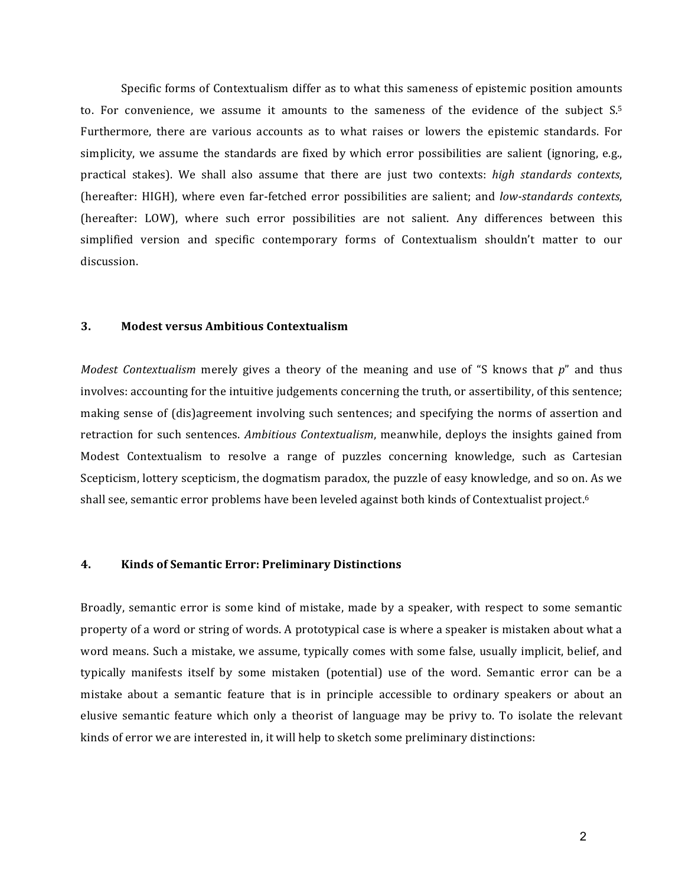Specific forms of Contextualism differ as to what this sameness of epistemic position amounts to. For convenience, we assume it amounts to the sameness of the evidence of the subject S.[5] Furthermore, there are various accounts as to what raises or lowers the epistemic standards. For simplicity, we assume the standards are fixed by which error possibilities are salient (ignoring, e.g., practical stakes). We shall also assume that there are just two contexts: *high standards contexts*, (hereafter: HIGH), where even far-fetched error possibilities are salient; and *low-standards contexts*, (hereafter: LOW), where such error possibilities are not salient. Any differences between this simplified version and specific contemporary forms of Contextualism shouldn't matter to our discussion.

## 3. Modest versus Ambitious Contextualism

*Modest Contextualism* merely gives a theory of the meaning and use of "S knows that *p*" and thus involves: accounting for the intuitive judgements concerning the truth, or assertibility, of this sentence; making sense of (dis)agreement involving such sentences; and specifying the norms of assertion and retraction for such sentences. *Ambitious Contextualism*, meanwhile, deploys the insights gained from Modest Contextualism to resolve a range of puzzles concerning knowledge, such as Cartesian Scepticism, lottery scepticism, the dogmatism paradox, the puzzle of easy knowledge, and so on. As we shall see, semantic error problems have been leveled against both kinds of Contextualist project.[6]

## 4. Kinds of Semantic Error: Preliminary Distinctions

Broadly, semantic error is some kind of mistake, made by a speaker, with respect to some semantic property of a word or string of words. A prototypical case is where a speaker is mistaken about what a word means. Such a mistake, we assume, typically comes with some false, usually implicit, belief, and typically manifests itself by some mistaken (potential) use of the word. Semantic error can be a mistake about a semantic feature that is in principle accessible to ordinary speakers or about an elusive semantic feature which only a theorist of language may be privy to. To isolate the relevant kinds of error we are interested in, it will help to sketch some preliminary distinctions: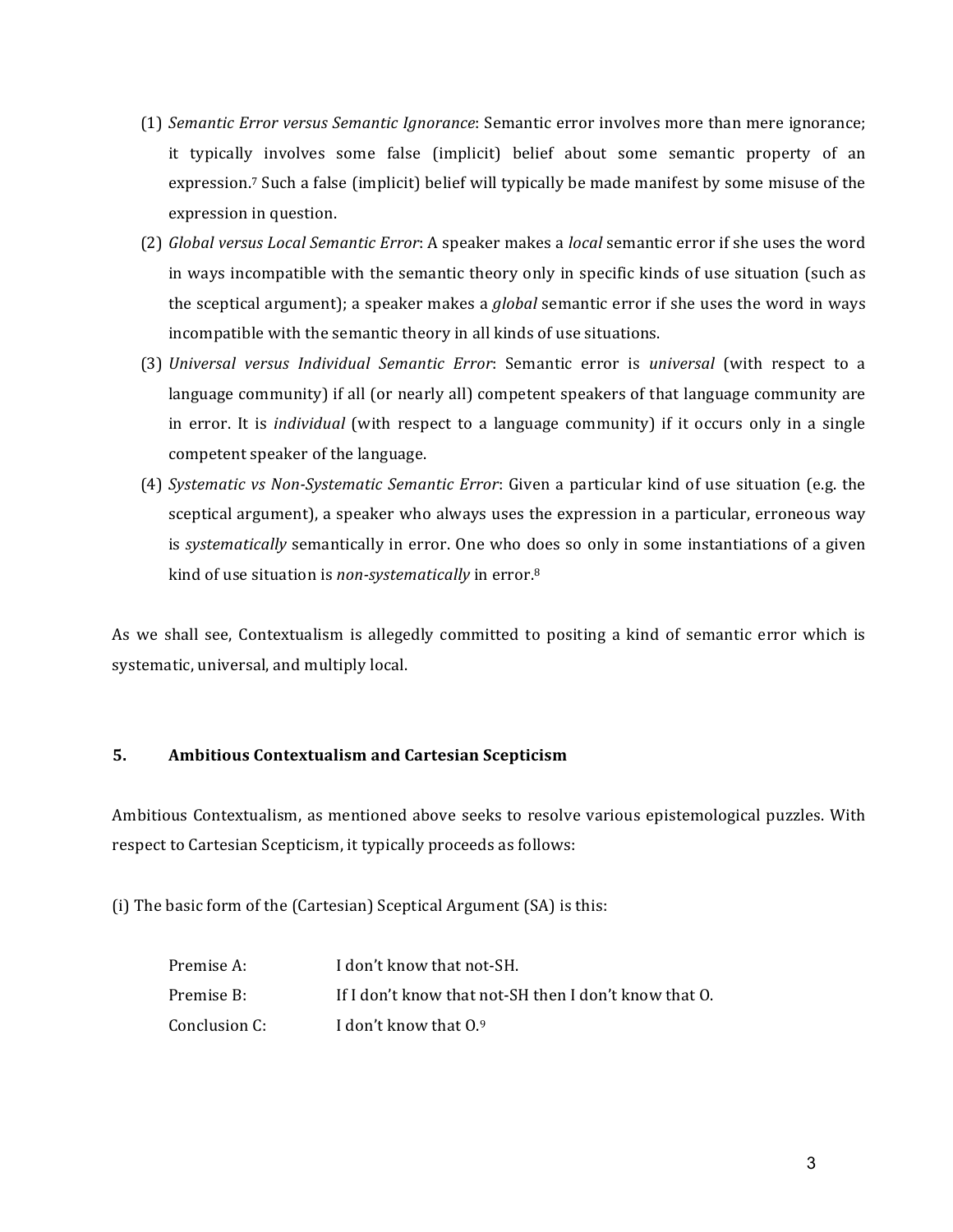(1) *Semantic Error versus Semantic Ignorance*: Semantic error involves more than mere ignorance; it typically involves some false (implicit) belief about some semantic property of an expression.[7] Such a false (implicit) belief will typically be made manifest by some misuse of the expression in question.

(2) *Global versus Local Semantic Error*: A speaker makes a *local* semantic error if she uses the word in ways incompatible with the semantic theory only in specific kinds of use situation (such as the sceptical argument); a speaker makes a *global* semantic error if she uses the word in ways incompatible with the semantic theory in all kinds of use situations.

(3) *Universal versus Individual Semantic Error*: Semantic error is *universal* (with respect to a language community) if all (or nearly all) competent speakers of that language community are in error. It is *individual* (with respect to a language community) if it occurs only in a single competent speaker of the language.

(4) *Systematic vs Non-Systematic Semantic Error*: Given a particular kind of use situation (e.g. the sceptical argument), a speaker who always uses the expression in a particular, erroneous way is *systematically* semantically in error. One who does so only in some instantiations of a given kind of use situation is *non-systematically* in error.[8]

As we shall see, Contextualism is allegedly committed to positing a kind of semantic error which is systematic, universal, and multiply local.

## 5. Ambitious Contextualism and Cartesian Scepticism

Ambitious Contextualism, as mentioned above seeks to resolve various epistemological puzzles. With respect to Cartesian Scepticism, it typically proceeds as follows:

(i) The basic form of the (Cartesian) Sceptical Argument (SA) is this:

| | |
|---|---|
| Premise A: | I don't know that not-SH. |
| Premise B: | If I don't know that not-SH then I don't know that O. |
| Conclusion C: | I don't know that O.[9] |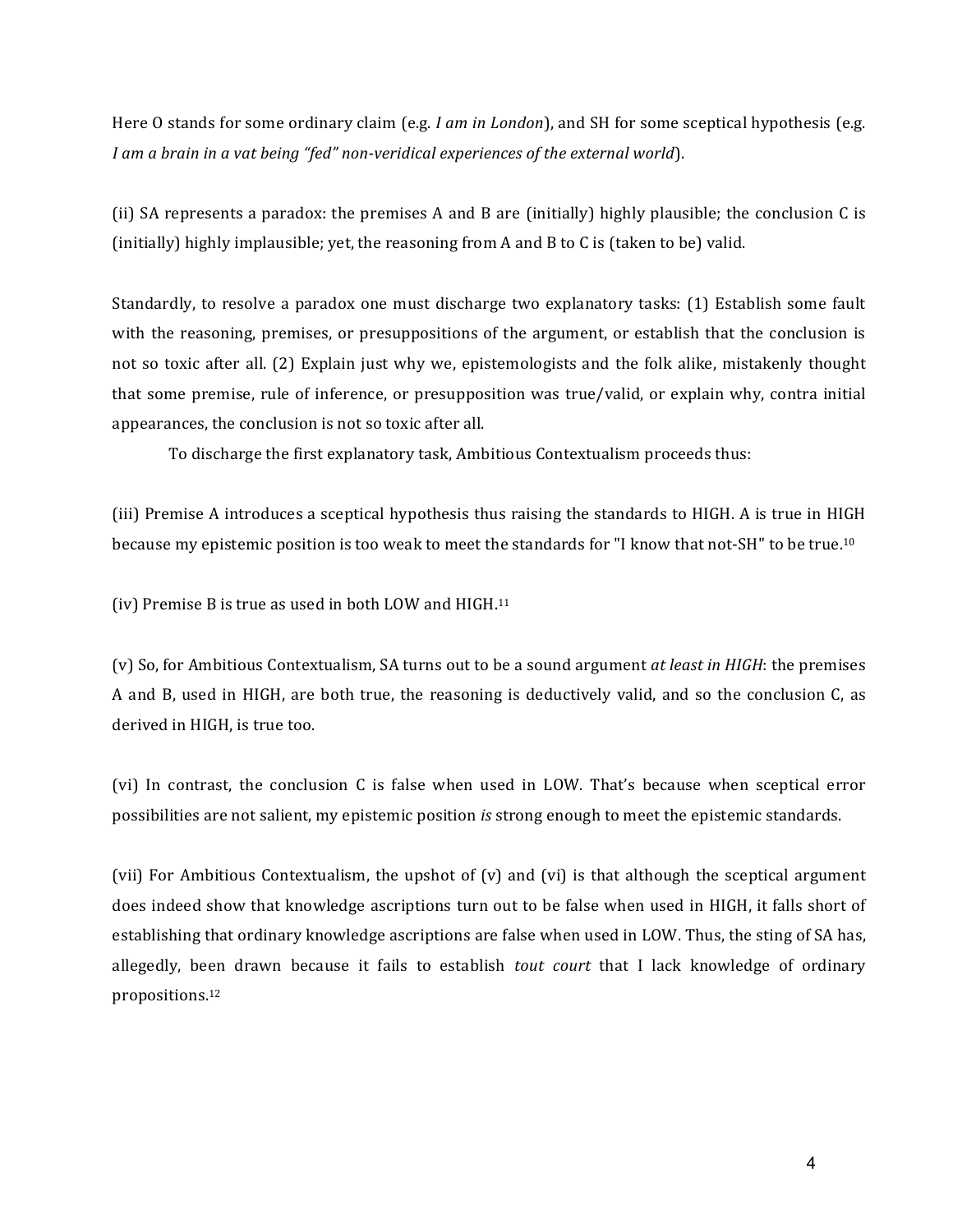Here O stands for some ordinary claim (e.g. *I am in London*), and SH for some sceptical hypothesis (e.g. *I am a brain in a vat being "fed" non-veridical experiences of the external world*).

(ii) SA represents a paradox: the premises A and B are (initially) highly plausible; the conclusion C is (initially) highly implausible; yet, the reasoning from A and B to C is (taken to be) valid.

Standardly, to resolve a paradox one must discharge two explanatory tasks: (1) Establish some fault with the reasoning, premises, or presuppositions of the argument, or establish that the conclusion is not so toxic after all. (2) Explain just why we, epistemologists and the folk alike, mistakenly thought that some premise, rule of inference, or presupposition was true/valid, or explain why, contra initial appearances, the conclusion is not so toxic after all.

To discharge the first explanatory task, Ambitious Contextualism proceeds thus:

(iii) Premise A introduces a sceptical hypothesis thus raising the standards to HIGH. A is true in HIGH because my epistemic position is too weak to meet the standards for "I know that not-SH" to be true.[10]

(iv) Premise B is true as used in both LOW and HIGH.[11]

(v) So, for Ambitious Contextualism, SA turns out to be a sound argument *at least in HIGH*: the premises A and B, used in HIGH, are both true, the reasoning is deductively valid, and so the conclusion C, as derived in HIGH, is true too.

(vi) In contrast, the conclusion C is false when used in LOW. That's because when sceptical error possibilities are not salient, my epistemic position *is* strong enough to meet the epistemic standards.

(vii) For Ambitious Contextualism, the upshot of (v) and (vi) is that although the sceptical argument does indeed show that knowledge ascriptions turn out to be false when used in HIGH, it falls short of establishing that ordinary knowledge ascriptions are false when used in LOW. Thus, the sting of SA has, allegedly, been drawn because it fails to establish *tout court* that I lack knowledge of ordinary propositions.[12]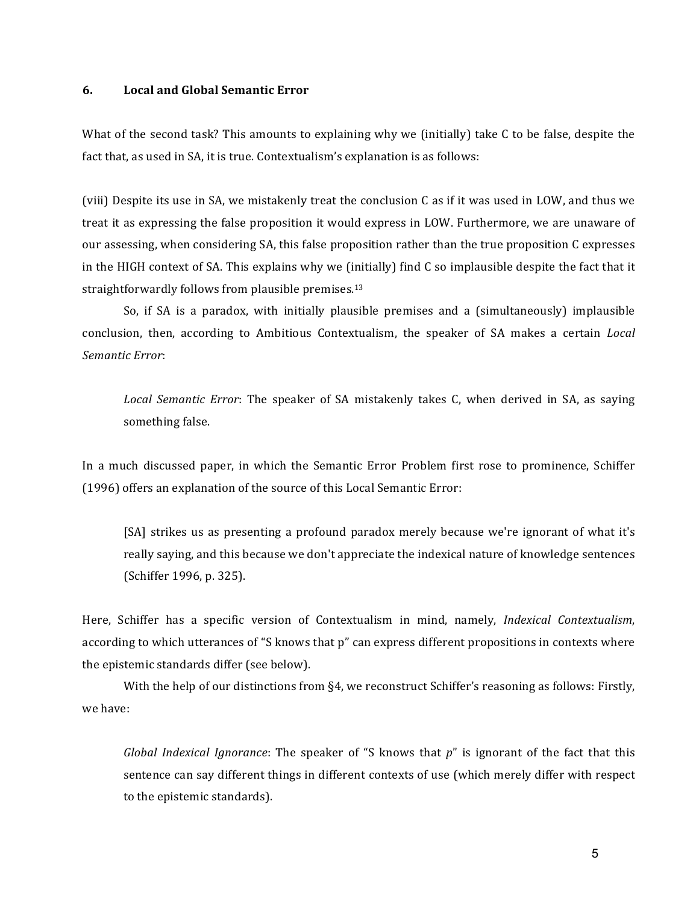## 6. Local and Global Semantic Error

What of the second task? This amounts to explaining why we (initially) take C to be false, despite the fact that, as used in SA, it is true. Contextualism's explanation is as follows:

(viii) Despite its use in SA, we mistakenly treat the conclusion C as if it was used in LOW, and thus we treat it as expressing the false proposition it would express in LOW. Furthermore, we are unaware of our assessing, when considering SA, this false proposition rather than the true proposition C expresses in the HIGH context of SA. This explains why we (initially) find C so implausible despite the fact that it straightforwardly follows from plausible premises.[13]

So, if SA is a paradox, with initially plausible premises and a (simultaneously) implausible conclusion, then, according to Ambitious Contextualism, the speaker of SA makes a certain *Local Semantic Error*:

> *Local Semantic Error*: The speaker of SA mistakenly takes C, when derived in SA, as saying something false.

In a much discussed paper, in which the Semantic Error Problem first rose to prominence, Schiffer (1996) offers an explanation of the source of this Local Semantic Error:

> [SA] strikes us as presenting a profound paradox merely because we're ignorant of what it's really saying, and this because we don't appreciate the indexical nature of knowledge sentences (Schiffer 1996, p. 325).

Here, Schiffer has a specific version of Contextualism in mind, namely, *Indexical Contextualism*, according to which utterances of "S knows that p" can express different propositions in contexts where the epistemic standards differ (see below).

With the help of our distinctions from §4, we reconstruct Schiffer's reasoning as follows: Firstly, we have:

> *Global Indexical Ignorance*: The speaker of "S knows that *p*" is ignorant of the fact that this sentence can say different things in different contexts of use (which merely differ with respect to the epistemic standards).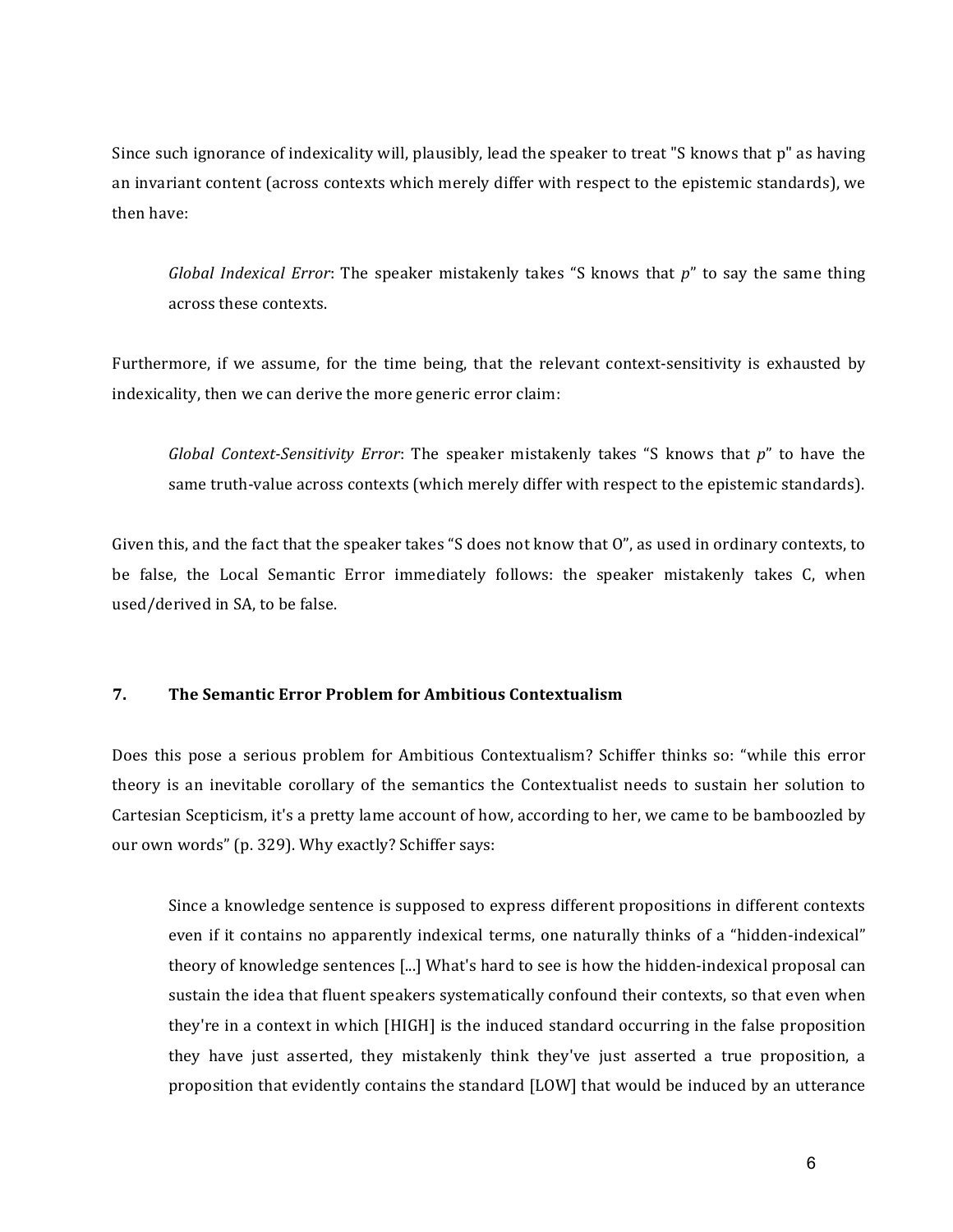Since such ignorance of indexicality will, plausibly, lead the speaker to treat "S knows that p" as having an invariant content (across contexts which merely differ with respect to the epistemic standards), we then have:

> *Global Indexical Error*: The speaker mistakenly takes "S knows that *p*" to say the same thing across these contexts.

Furthermore, if we assume, for the time being, that the relevant context-sensitivity is exhausted by indexicality, then we can derive the more generic error claim:

> *Global Context-Sensitivity Error*: The speaker mistakenly takes "S knows that *p*" to have the same truth-value across contexts (which merely differ with respect to the epistemic standards).

Given this, and the fact that the speaker takes "S does not know that O", as used in ordinary contexts, to be false, the Local Semantic Error immediately follows: the speaker mistakenly takes C, when used/derived in SA, to be false.

## 7. The Semantic Error Problem for Ambitious Contextualism

Does this pose a serious problem for Ambitious Contextualism? Schiffer thinks so: "while this error theory is an inevitable corollary of the semantics the Contextualist needs to sustain her solution to Cartesian Scepticism, it's a pretty lame account of how, according to her, we came to be bamboozled by our own words" (p. 329). Why exactly? Schiffer says:

> Since a knowledge sentence is supposed to express different propositions in different contexts even if it contains no apparently indexical terms, one naturally thinks of a "hidden-indexical" theory of knowledge sentences [...] What's hard to see is how the hidden-indexical proposal can sustain the idea that fluent speakers systematically confound their contexts, so that even when they're in a context in which [HIGH] is the induced standard occurring in the false proposition they have just asserted, they mistakenly think they've just asserted a true proposition, a proposition that evidently contains the standard [LOW] that would be induced by an utterance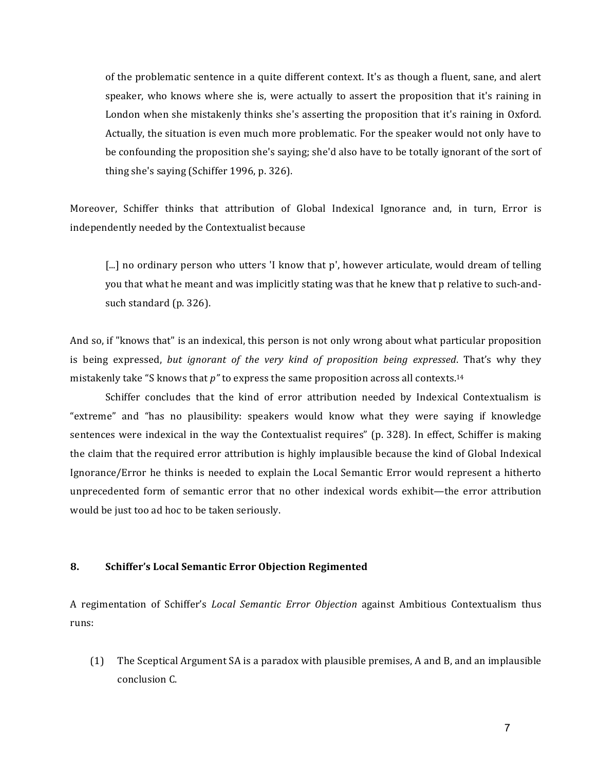> of the problematic sentence in a quite different context. It's as though a fluent, sane, and alert speaker, who knows where she is, were actually to assert the proposition that it's raining in London when she mistakenly thinks she's asserting the proposition that it's raining in Oxford. Actually, the situation is even much more problematic. For the speaker would not only have to be confounding the proposition she's saying; she'd also have to be totally ignorant of the sort of thing she's saying (Schiffer 1996, p. 326).

Moreover, Schiffer thinks that attribution of Global Indexical Ignorance and, in turn, Error is independently needed by the Contextualist because

> [...] no ordinary person who utters 'I know that p', however articulate, would dream of telling you that what he meant and was implicitly stating was that he knew that p relative to such-and-such standard (p. 326).

And so, if "knows that" is an indexical, this person is not only wrong about what particular proposition is being expressed, *but ignorant of the very kind of proposition being expressed*. That's why they mistakenly take "S knows that *p"* to express the same proposition across all contexts.[14]

Schiffer concludes that the kind of error attribution needed by Indexical Contextualism is "extreme" and "has no plausibility: speakers would know what they were saying if knowledge sentences were indexical in the way the Contextualist requires" (p. 328). In effect, Schiffer is making the claim that the required error attribution is highly implausible because the kind of Global Indexical Ignorance/Error he thinks is needed to explain the Local Semantic Error would represent a hitherto unprecedented form of semantic error that no other indexical words exhibit—the error attribution would be just too ad hoc to be taken seriously.

## 8. Schiffer's Local Semantic Error Objection Regimented

A regimentation of Schiffer's *Local Semantic Error Objection* against Ambitious Contextualism thus runs:

(1) The Sceptical Argument SA is a paradox with plausible premises, A and B, and an implausible conclusion C.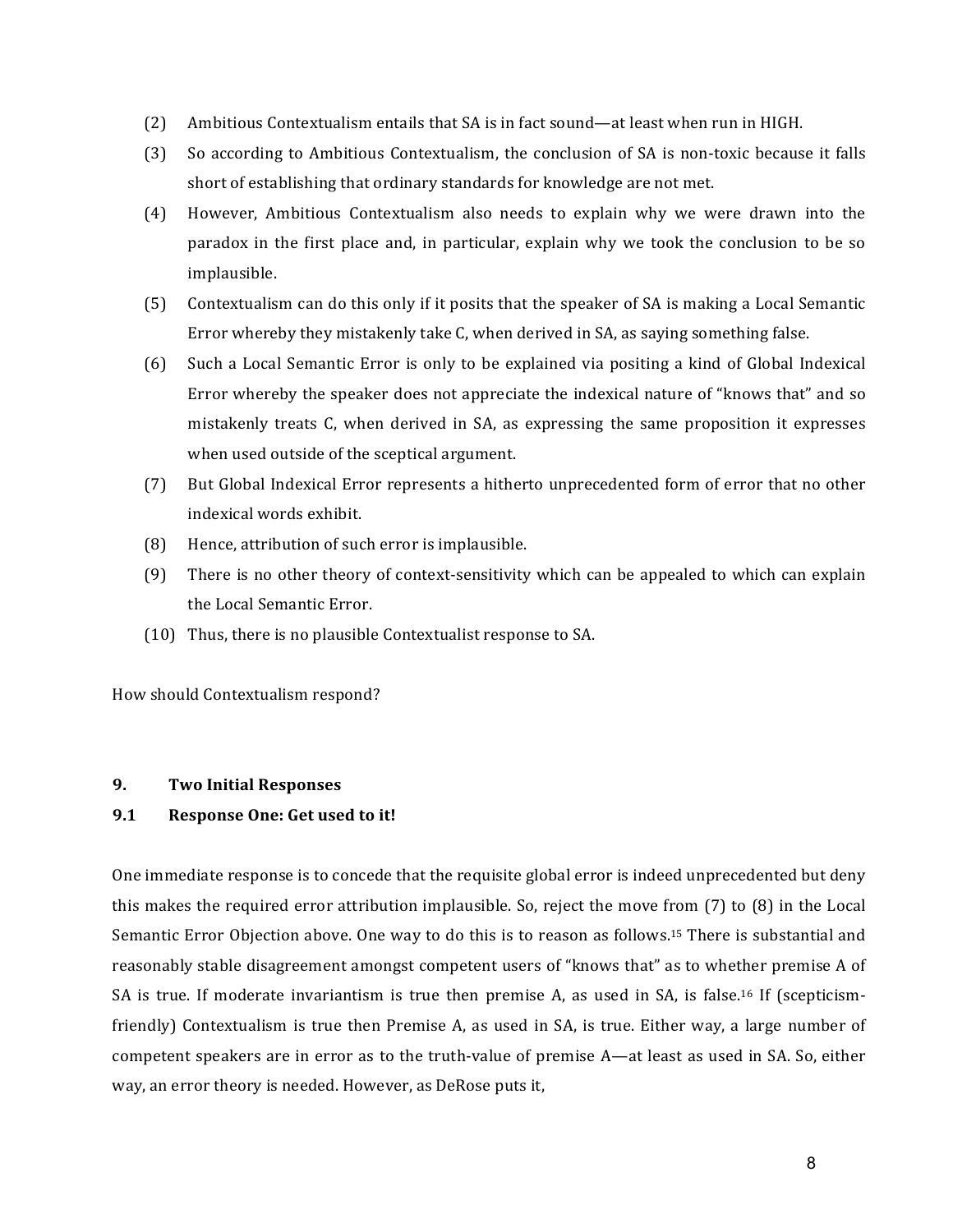(2) Ambitious Contextualism entails that SA is in fact sound—at least when run in HIGH.

(3) So according to Ambitious Contextualism, the conclusion of SA is non-toxic because it falls short of establishing that ordinary standards for knowledge are not met.

(4) However, Ambitious Contextualism also needs to explain why we were drawn into the paradox in the first place and, in particular, explain why we took the conclusion to be so implausible.

(5) Contextualism can do this only if it posits that the speaker of SA is making a Local Semantic Error whereby they mistakenly take C, when derived in SA, as saying something false.

(6) Such a Local Semantic Error is only to be explained via positing a kind of Global Indexical Error whereby the speaker does not appreciate the indexical nature of "knows that" and so mistakenly treats C, when derived in SA, as expressing the same proposition it expresses when used outside of the sceptical argument.

(7) But Global Indexical Error represents a hitherto unprecedented form of error that no other indexical words exhibit.

(8) Hence, attribution of such error is implausible.

(9) There is no other theory of context-sensitivity which can be appealed to which can explain the Local Semantic Error.

(10) Thus, there is no plausible Contextualist response to SA.

How should Contextualism respond?

## 9. Two Initial Responses

### 9.1 Response One: Get used to it!

One immediate response is to concede that the requisite global error is indeed unprecedented but deny this makes the required error attribution implausible. So, reject the move from (7) to (8) in the Local Semantic Error Objection above. One way to do this is to reason as follows.[15] There is substantial and reasonably stable disagreement amongst competent users of "knows that" as to whether premise A of SA is true. If moderate invariantism is true then premise A, as used in SA, is false.[16] If (scepticism-friendly) Contextualism is true then Premise A, as used in SA, is true. Either way, a large number of competent speakers are in error as to the truth-value of premise A—at least as used in SA. So, either way, an error theory is needed. However, as DeRose puts it,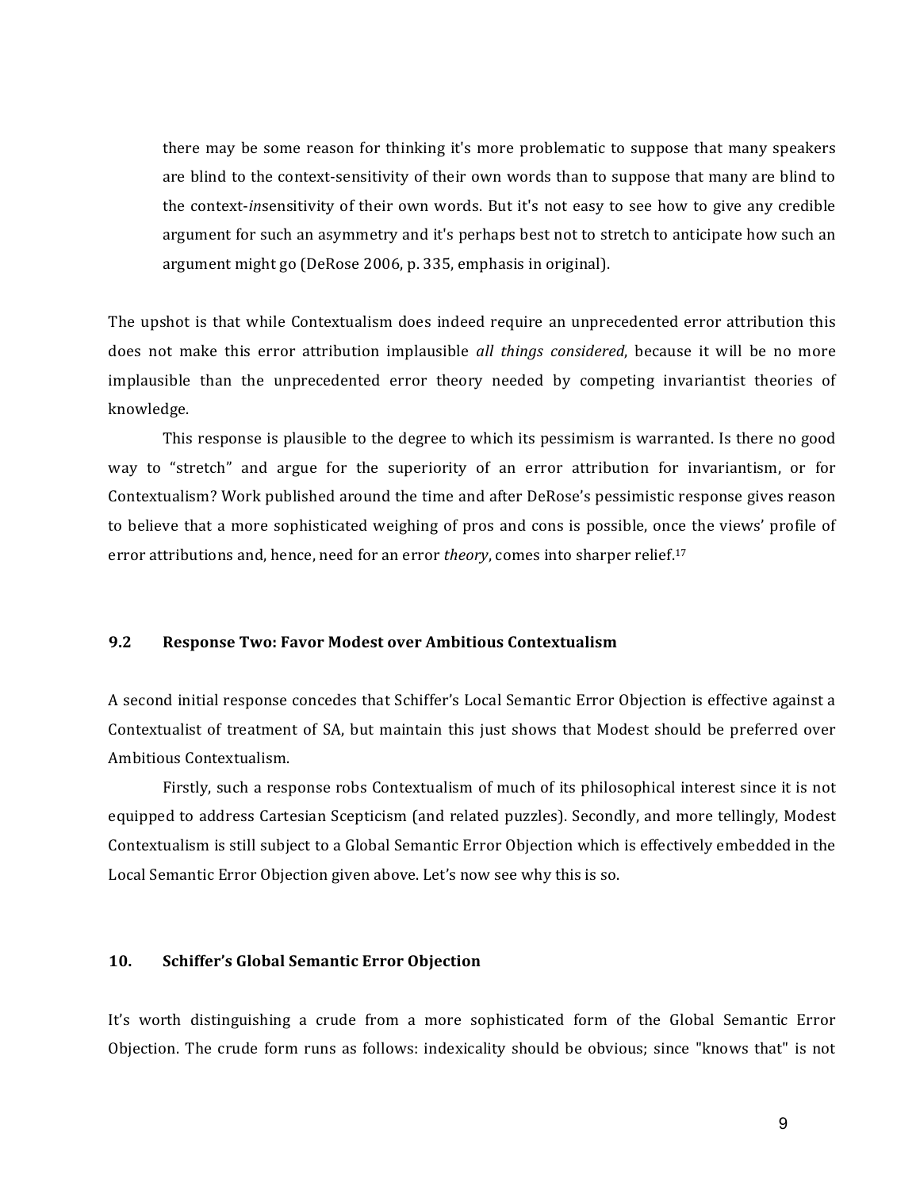> there may be some reason for thinking it's more problematic to suppose that many speakers are blind to the context-sensitivity of their own words than to suppose that many are blind to the context-*in*sensitivity of their own words. But it's not easy to see how to give any credible argument for such an asymmetry and it's perhaps best not to stretch to anticipate how such an argument might go (DeRose 2006, p. 335, emphasis in original).

The upshot is that while Contextualism does indeed require an unprecedented error attribution this does not make this error attribution implausible *all things considered*, because it will be no more implausible than the unprecedented error theory needed by competing invariantist theories of knowledge.

This response is plausible to the degree to which its pessimism is warranted. Is there no good way to "stretch" and argue for the superiority of an error attribution for invariantism, or for Contextualism? Work published around the time and after DeRose's pessimistic response gives reason to believe that a more sophisticated weighing of pros and cons is possible, once the views' profile of error attributions and, hence, need for an error *theory*, comes into sharper relief.[17]

### 9.2 Response Two: Favor Modest over Ambitious Contextualism

A second initial response concedes that Schiffer's Local Semantic Error Objection is effective against a Contextualist of treatment of SA, but maintain this just shows that Modest should be preferred over Ambitious Contextualism.

Firstly, such a response robs Contextualism of much of its philosophical interest since it is not equipped to address Cartesian Scepticism (and related puzzles). Secondly, and more tellingly, Modest Contextualism is still subject to a Global Semantic Error Objection which is effectively embedded in the Local Semantic Error Objection given above. Let's now see why this is so.

## 10. Schiffer's Global Semantic Error Objection

It's worth distinguishing a crude from a more sophisticated form of the Global Semantic Error Objection. The crude form runs as follows: indexicality should be obvious; since "knows that" is not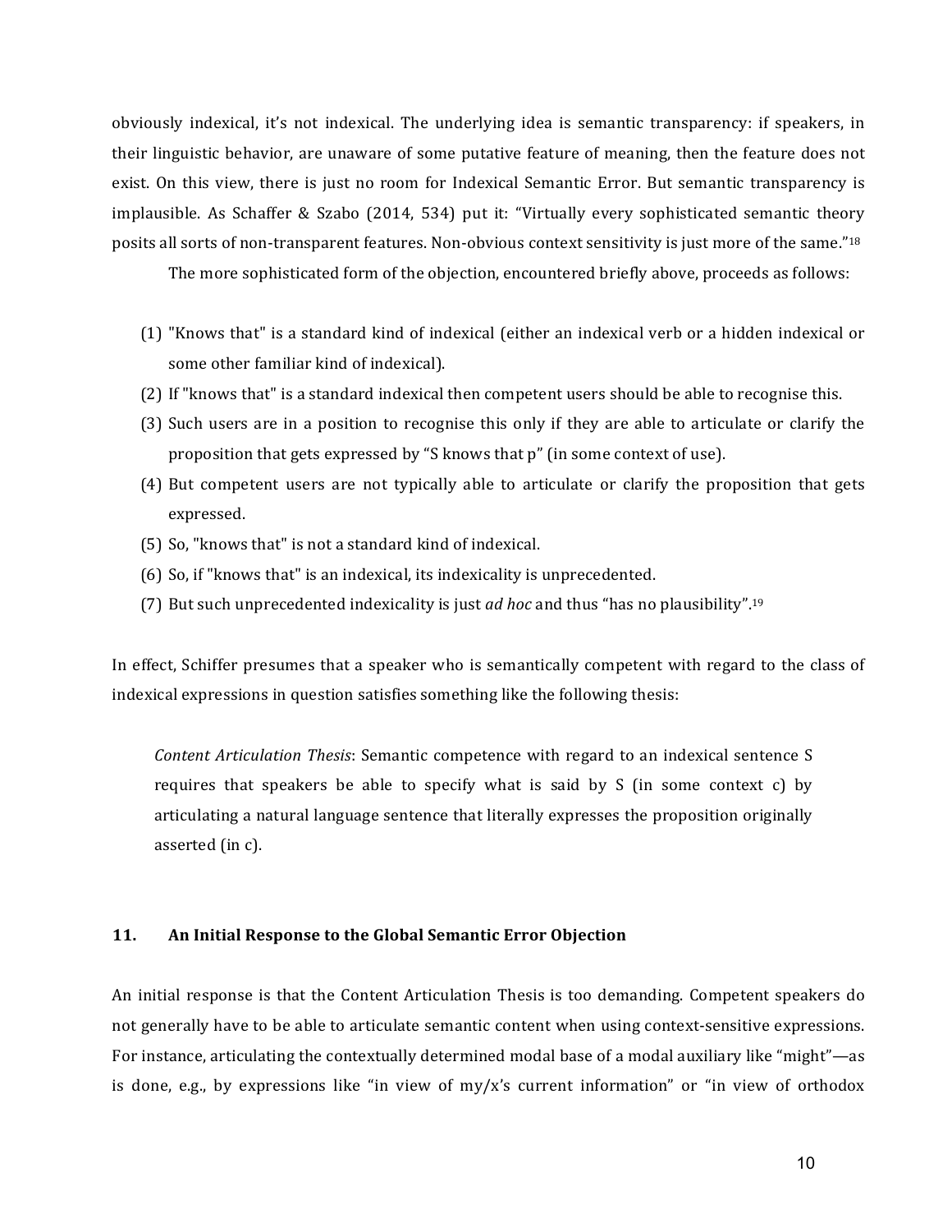obviously indexical, it's not indexical. The underlying idea is semantic transparency: if speakers, in their linguistic behavior, are unaware of some putative feature of meaning, then the feature does not exist. On this view, there is just no room for Indexical Semantic Error. But semantic transparency is implausible. As Schaffer & Szabo (2014, 534) put it: "Virtually every sophisticated semantic theory posits all sorts of non-transparent features. Non-obvious context sensitivity is just more of the same."[18]

The more sophisticated form of the objection, encountered briefly above, proceeds as follows:

(1) "Knows that" is a standard kind of indexical (either an indexical verb or a hidden indexical or some other familiar kind of indexical).
(2) If "knows that" is a standard indexical then competent users should be able to recognise this.
(3) Such users are in a position to recognise this only if they are able to articulate or clarify the proposition that gets expressed by "S knows that p" (in some context of use).
(4) But competent users are not typically able to articulate or clarify the proposition that gets expressed.
(5) So, "knows that" is not a standard kind of indexical.
(6) So, if "knows that" is an indexical, its indexicality is unprecedented.
(7) But such unprecedented indexicality is just *ad hoc* and thus "has no plausibility".[19]

In effect, Schiffer presumes that a speaker who is semantically competent with regard to the class of indexical expressions in question satisfies something like the following thesis:

> *Content Articulation Thesis*: Semantic competence with regard to an indexical sentence S requires that speakers be able to specify what is said by S (in some context c) by articulating a natural language sentence that literally expresses the proposition originally asserted (in c).

## 11. An Initial Response to the Global Semantic Error Objection

An initial response is that the Content Articulation Thesis is too demanding. Competent speakers do not generally have to be able to articulate semantic content when using context-sensitive expressions. For instance, articulating the contextually determined modal base of a modal auxiliary like "might"—as is done, e.g., by expressions like "in view of my/x's current information" or "in view of orthodox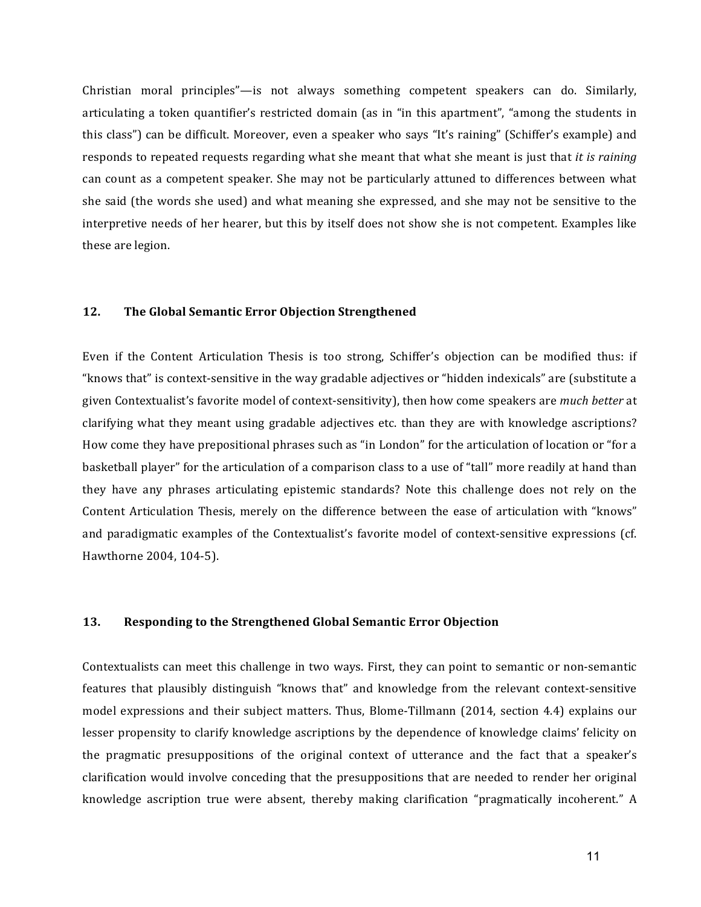Christian moral principles"—is not always something competent speakers can do. Similarly, articulating a token quantifier's restricted domain (as in "in this apartment", "among the students in this class") can be difficult. Moreover, even a speaker who says "It's raining" (Schiffer's example) and responds to repeated requests regarding what she meant that what she meant is just that *it is raining* can count as a competent speaker. She may not be particularly attuned to differences between what she said (the words she used) and what meaning she expressed, and she may not be sensitive to the interpretive needs of her hearer, but this by itself does not show she is not competent. Examples like these are legion.

## 12. The Global Semantic Error Objection Strengthened

Even if the Content Articulation Thesis is too strong, Schiffer's objection can be modified thus: if "knows that" is context-sensitive in the way gradable adjectives or "hidden indexicals" are (substitute a given Contextualist's favorite model of context-sensitivity), then how come speakers are *much better* at clarifying what they meant using gradable adjectives etc. than they are with knowledge ascriptions? How come they have prepositional phrases such as "in London" for the articulation of location or "for a basketball player" for the articulation of a comparison class to a use of "tall" more readily at hand than they have any phrases articulating epistemic standards? Note this challenge does not rely on the Content Articulation Thesis, merely on the difference between the ease of articulation with "knows" and paradigmatic examples of the Contextualist's favorite model of context-sensitive expressions (cf. Hawthorne 2004, 104-5).

## 13. Responding to the Strengthened Global Semantic Error Objection

Contextualists can meet this challenge in two ways. First, they can point to semantic or non-semantic features that plausibly distinguish "knows that" and knowledge from the relevant context-sensitive model expressions and their subject matters. Thus, Blome-Tillmann (2014, section 4.4) explains our lesser propensity to clarify knowledge ascriptions by the dependence of knowledge claims' felicity on the pragmatic presuppositions of the original context of utterance and the fact that a speaker's clarification would involve conceding that the presuppositions that are needed to render her original knowledge ascription true were absent, thereby making clarification "pragmatically incoherent." A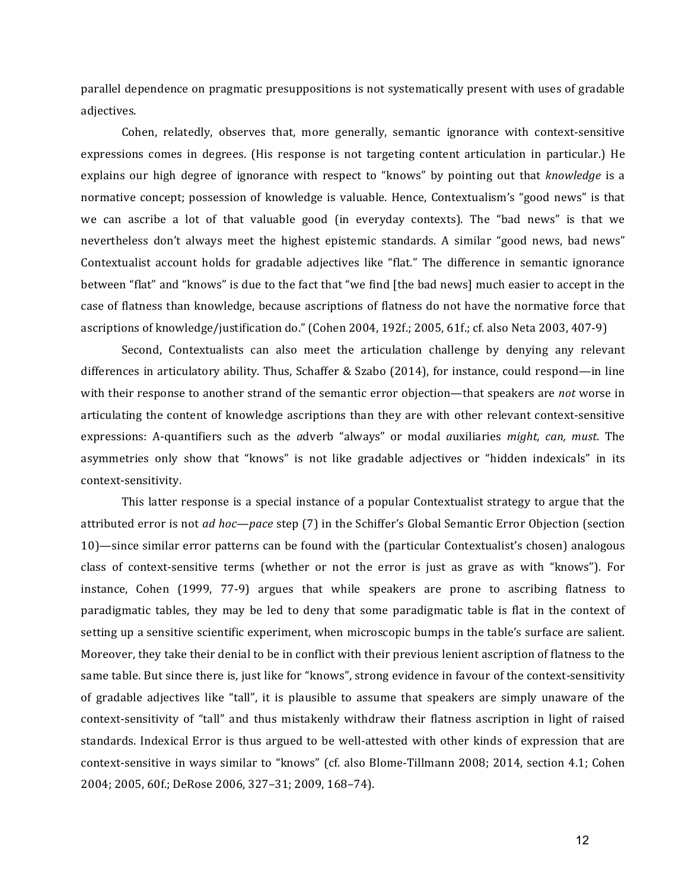parallel dependence on pragmatic presuppositions is not systematically present with uses of gradable adjectives.

Cohen, relatedly, observes that, more generally, semantic ignorance with context-sensitive expressions comes in degrees. (His response is not targeting content articulation in particular.) He explains our high degree of ignorance with respect to "knows" by pointing out that *knowledge* is a normative concept; possession of knowledge is valuable. Hence, Contextualism's "good news" is that we can ascribe a lot of that valuable good (in everyday contexts). The "bad news" is that we nevertheless don't always meet the highest epistemic standards. A similar "good news, bad news" Contextualist account holds for gradable adjectives like "flat." The difference in semantic ignorance between "flat" and "knows" is due to the fact that "we find [the bad news] much easier to accept in the case of flatness than knowledge, because ascriptions of flatness do not have the normative force that ascriptions of knowledge/justification do." (Cohen 2004, 192f.; 2005, 61f.; cf. also Neta 2003, 407-9)

Second, Contextualists can also meet the articulation challenge by denying any relevant differences in articulatory ability. Thus, Schaffer & Szabo (2014), for instance, could respond—in line with their response to another strand of the semantic error objection—that speakers are *not* worse in articulating the content of knowledge ascriptions than they are with other relevant context-sensitive expressions: A-quantifiers such as the *a*dverb "always" or modal *a*uxiliaries *might, can, must*. The asymmetries only show that "knows" is not like gradable adjectives or "hidden indexicals" in its context-sensitivity.

This latter response is a special instance of a popular Contextualist strategy to argue that the attributed error is not *ad hoc*—*pace* step (7) in the Schiffer's Global Semantic Error Objection (section 10)—since similar error patterns can be found with the (particular Contextualist's chosen) analogous class of context-sensitive terms (whether or not the error is just as grave as with "knows"). For instance, Cohen (1999, 77-9) argues that while speakers are prone to ascribing flatness to paradigmatic tables, they may be led to deny that some paradigmatic table is flat in the context of setting up a sensitive scientific experiment, when microscopic bumps in the table's surface are salient. Moreover, they take their denial to be in conflict with their previous lenient ascription of flatness to the same table. But since there is, just like for "knows", strong evidence in favour of the context-sensitivity of gradable adjectives like "tall", it is plausible to assume that speakers are simply unaware of the context-sensitivity of "tall" and thus mistakenly withdraw their flatness ascription in light of raised standards. Indexical Error is thus argued to be well-attested with other kinds of expression that are context-sensitive in ways similar to "knows" (cf. also Blome-Tillmann 2008; 2014, section 4.1; Cohen 2004; 2005, 60f.; DeRose 2006, 327–31; 2009, 168–74).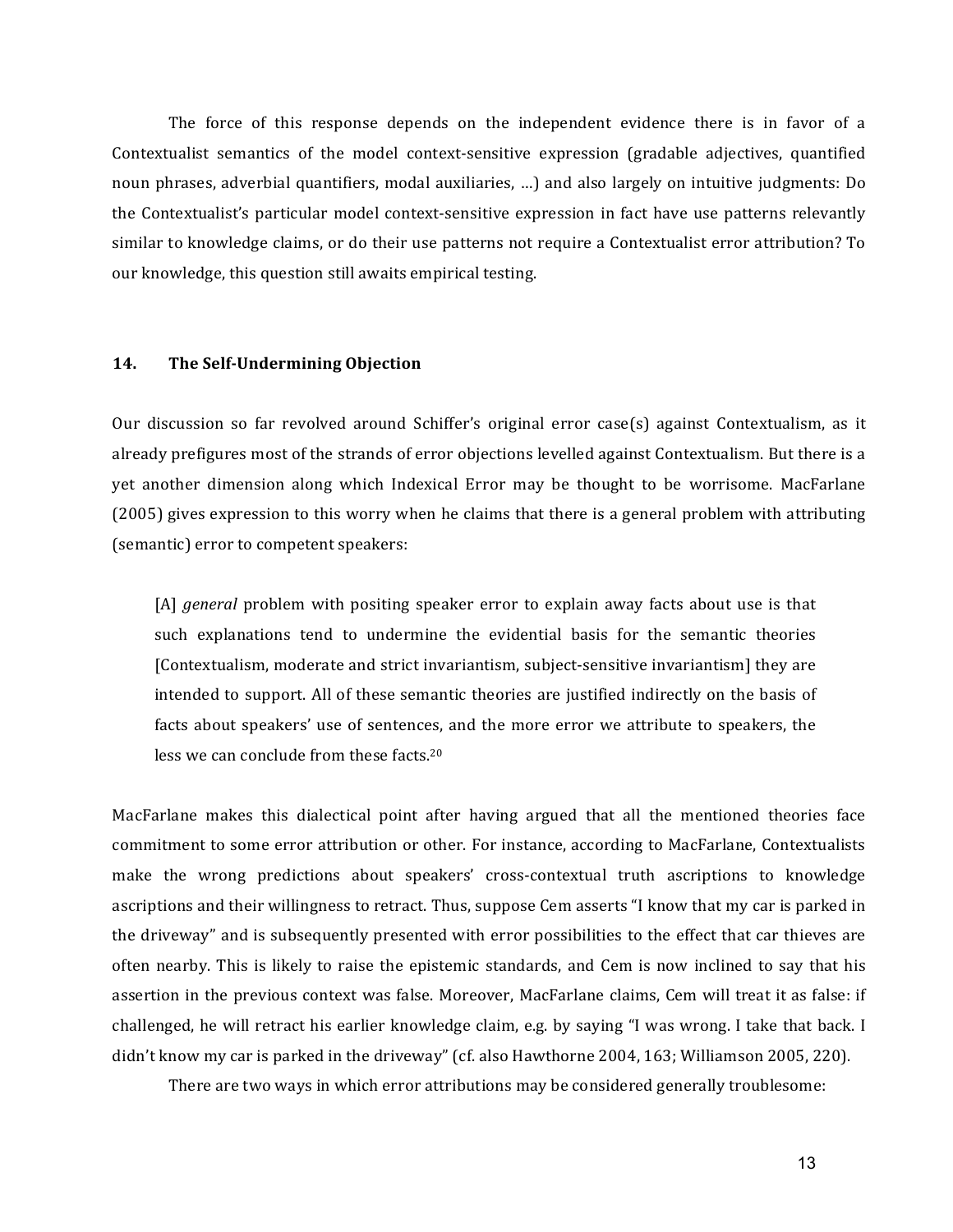The force of this response depends on the independent evidence there is in favor of a Contextualist semantics of the model context-sensitive expression (gradable adjectives, quantified noun phrases, adverbial quantifiers, modal auxiliaries, …) and also largely on intuitive judgments: Do the Contextualist's particular model context-sensitive expression in fact have use patterns relevantly similar to knowledge claims, or do their use patterns not require a Contextualist error attribution? To our knowledge, this question still awaits empirical testing.

## 14. The Self-Undermining Objection

Our discussion so far revolved around Schiffer's original error case(s) against Contextualism, as it already prefigures most of the strands of error objections levelled against Contextualism. But there is a yet another dimension along which Indexical Error may be thought to be worrisome. MacFarlane (2005) gives expression to this worry when he claims that there is a general problem with attributing (semantic) error to competent speakers:

> [A] *general* problem with positing speaker error to explain away facts about use is that such explanations tend to undermine the evidential basis for the semantic theories [Contextualism, moderate and strict invariantism, subject-sensitive invariantism] they are intended to support. All of these semantic theories are justified indirectly on the basis of facts about speakers' use of sentences, and the more error we attribute to speakers, the less we can conclude from these facts.[20]

MacFarlane makes this dialectical point after having argued that all the mentioned theories face commitment to some error attribution or other. For instance, according to MacFarlane, Contextualists make the wrong predictions about speakers' cross-contextual truth ascriptions to knowledge ascriptions and their willingness to retract. Thus, suppose Cem asserts "I know that my car is parked in the driveway" and is subsequently presented with error possibilities to the effect that car thieves are often nearby. This is likely to raise the epistemic standards, and Cem is now inclined to say that his assertion in the previous context was false. Moreover, MacFarlane claims, Cem will treat it as false: if challenged, he will retract his earlier knowledge claim, e.g. by saying "I was wrong. I take that back. I didn't know my car is parked in the driveway" (cf. also Hawthorne 2004, 163; Williamson 2005, 220).

There are two ways in which error attributions may be considered generally troublesome: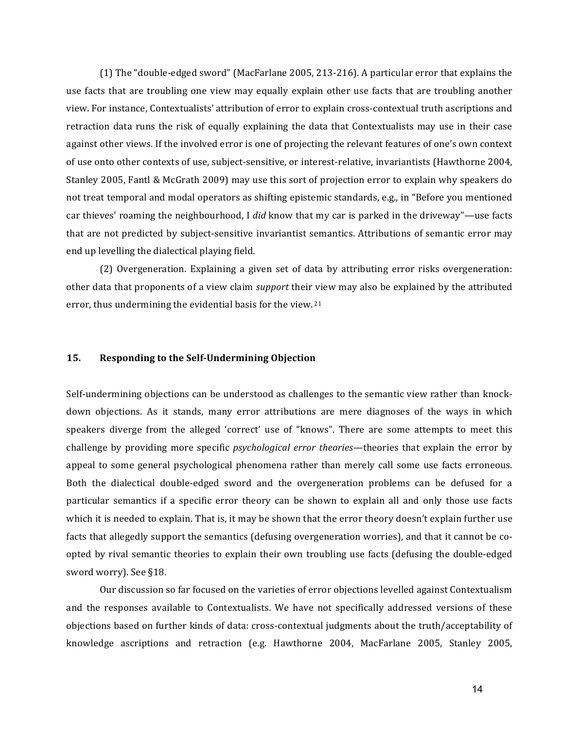(1) The "double-edged sword" (MacFarlane 2005, 213-216). A particular error that explains the use facts that are troubling one view may equally explain other use facts that are troubling another view. For instance, Contextualists' attribution of error to explain cross-contextual truth ascriptions and retraction data runs the risk of equally explaining the data that Contextualists may use in their case against other views. If the involved error is one of projecting the relevant features of one's own context of use onto other contexts of use, subject-sensitive, or interest-relative, invariantists (Hawthorne 2004, Stanley 2005, Fantl & McGrath 2009) may use this sort of projection error to explain why speakers do not treat temporal and modal operators as shifting epistemic standards, e.g., in "Before you mentioned car thieves' roaming the neighbourhood, I *did* know that my car is parked in the driveway"—use facts that are not predicted by subject-sensitive invariantist semantics. Attributions of semantic error may end up levelling the dialectical playing field.

(2) Overgeneration. Explaining a given set of data by attributing error risks overgeneration: other data that proponents of a view claim *support* their view may also be explained by the attributed error, thus undermining the evidential basis for the view.[21]

## 15. Responding to the Self-Undermining Objection

Self-undermining objections can be understood as challenges to the semantic view rather than knock-down objections. As it stands, many error attributions are mere diagnoses of the ways in which speakers diverge from the alleged 'correct' use of "knows". There are some attempts to meet this challenge by providing more specific *psychological error theories*—theories that explain the error by appeal to some general psychological phenomena rather than merely call some use facts erroneous. Both the dialectical double-edged sword and the overgeneration problems can be defused for a particular semantics if a specific error theory can be shown to explain all and only those use facts which it is needed to explain. That is, it may be shown that the error theory doesn't explain further use facts that allegedly support the semantics (defusing overgeneration worries), and that it cannot be co-opted by rival semantic theories to explain their own troubling use facts (defusing the double-edged sword worry). See §18.

Our discussion so far focused on the varieties of error objections levelled against Contextualism and the responses available to Contextualists. We have not specifically addressed versions of these objections based on further kinds of data: cross-contextual judgments about the truth/acceptability of knowledge ascriptions and retraction (e.g. Hawthorne 2004, MacFarlane 2005, Stanley 2005,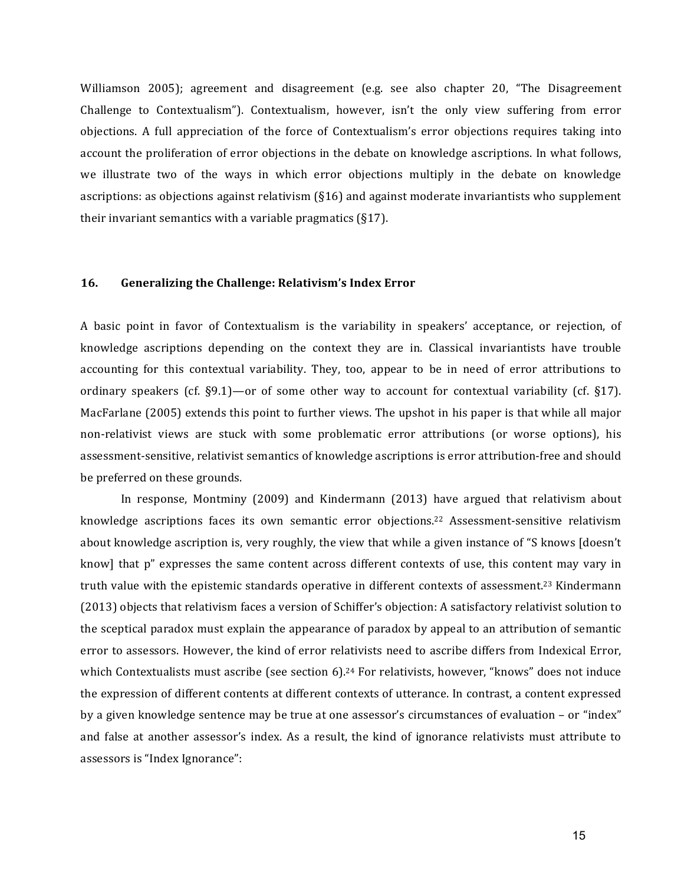Williamson 2005); agreement and disagreement (e.g. see also chapter 20, "The Disagreement Challenge to Contextualism"). Contextualism, however, isn't the only view suffering from error objections. A full appreciation of the force of Contextualism's error objections requires taking into account the proliferation of error objections in the debate on knowledge ascriptions. In what follows, we illustrate two of the ways in which error objections multiply in the debate on knowledge ascriptions: as objections against relativism (§16) and against moderate invariantists who supplement their invariant semantics with a variable pragmatics (§17).

## 16. Generalizing the Challenge: Relativism's Index Error

A basic point in favor of Contextualism is the variability in speakers' acceptance, or rejection, of knowledge ascriptions depending on the context they are in. Classical invariantists have trouble accounting for this contextual variability. They, too, appear to be in need of error attributions to ordinary speakers (cf. §9.1)—or of some other way to account for contextual variability (cf. §17). MacFarlane (2005) extends this point to further views. The upshot in his paper is that while all major non-relativist views are stuck with some problematic error attributions (or worse options), his assessment-sensitive, relativist semantics of knowledge ascriptions is error attribution-free and should be preferred on these grounds.

In response, Montminy (2009) and Kindermann (2013) have argued that relativism about knowledge ascriptions faces its own semantic error objections.[22] Assessment-sensitive relativism about knowledge ascription is, very roughly, the view that while a given instance of "S knows [doesn't know] that p" expresses the same content across different contexts of use, this content may vary in truth value with the epistemic standards operative in different contexts of assessment.[23] Kindermann (2013) objects that relativism faces a version of Schiffer's objection: A satisfactory relativist solution to the sceptical paradox must explain the appearance of paradox by appeal to an attribution of semantic error to assessors. However, the kind of error relativists need to ascribe differs from Indexical Error, which Contextualists must ascribe (see section 6).[24] For relativists, however, "knows" does not induce the expression of different contents at different contexts of utterance. In contrast, a content expressed by a given knowledge sentence may be true at one assessor's circumstances of evaluation – or "index" and false at another assessor's index. As a result, the kind of ignorance relativists must attribute to assessors is "Index Ignorance":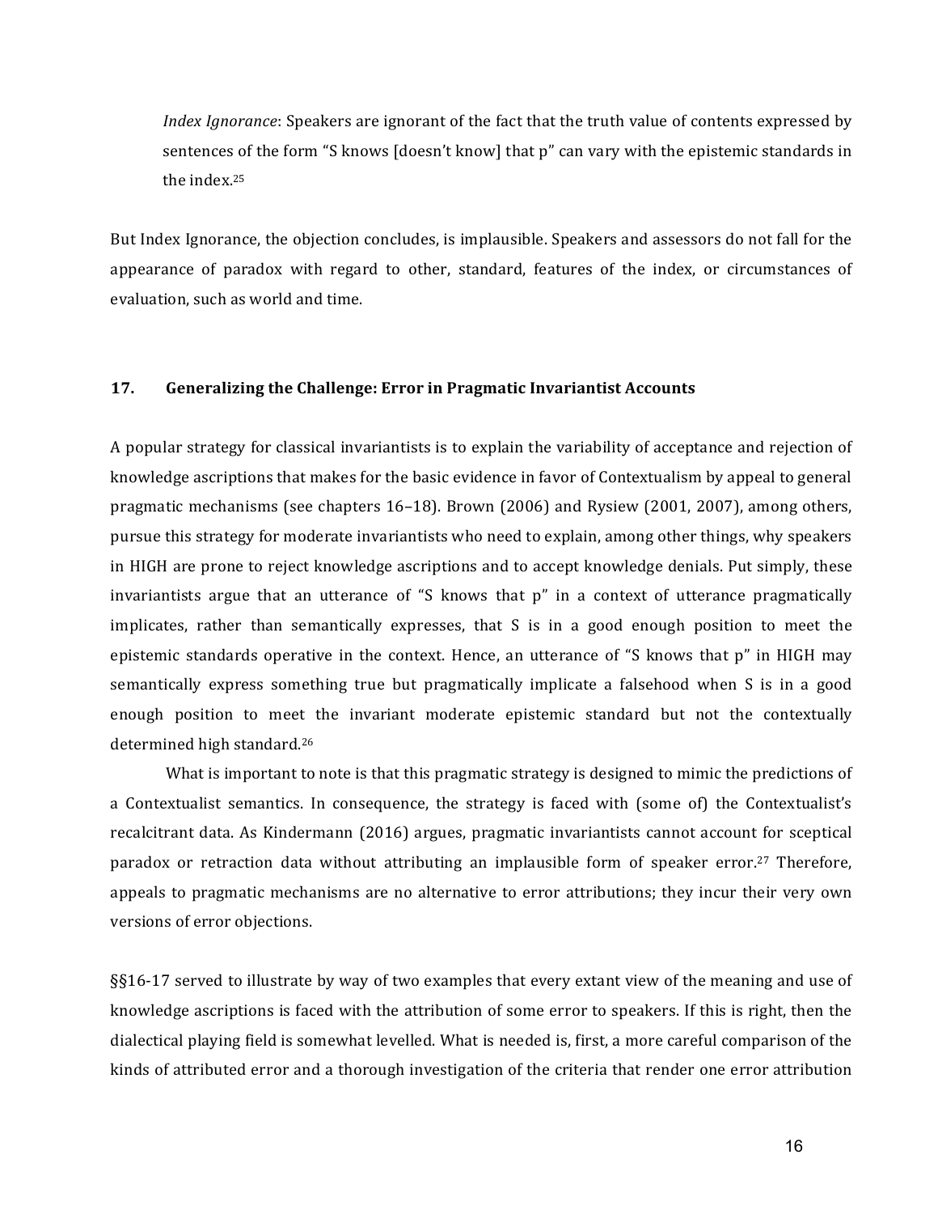*Index Ignorance*: Speakers are ignorant of the fact that the truth value of contents expressed by sentences of the form "S knows [doesn't know] that p" can vary with the epistemic standards in the index.[25]

But Index Ignorance, the objection concludes, is implausible. Speakers and assessors do not fall for the appearance of paradox with regard to other, standard, features of the index, or circumstances of evaluation, such as world and time.

## 17. Generalizing the Challenge: Error in Pragmatic Invariantist Accounts

A popular strategy for classical invariantists is to explain the variability of acceptance and rejection of knowledge ascriptions that makes for the basic evidence in favor of Contextualism by appeal to general pragmatic mechanisms (see chapters 16–18). Brown (2006) and Rysiew (2001, 2007), among others, pursue this strategy for moderate invariantists who need to explain, among other things, why speakers in HIGH are prone to reject knowledge ascriptions and to accept knowledge denials. Put simply, these invariantists argue that an utterance of "S knows that p" in a context of utterance pragmatically implicates, rather than semantically expresses, that S is in a good enough position to meet the epistemic standards operative in the context. Hence, an utterance of "S knows that p" in HIGH may semantically express something true but pragmatically implicate a falsehood when S is in a good enough position to meet the invariant moderate epistemic standard but not the contextually determined high standard.[26]

What is important to note is that this pragmatic strategy is designed to mimic the predictions of a Contextualist semantics. In consequence, the strategy is faced with (some of) the Contextualist's recalcitrant data. As Kindermann (2016) argues, pragmatic invariantists cannot account for sceptical paradox or retraction data without attributing an implausible form of speaker error.[27] Therefore, appeals to pragmatic mechanisms are no alternative to error attributions; they incur their very own versions of error objections.

§§16-17 served to illustrate by way of two examples that every extant view of the meaning and use of knowledge ascriptions is faced with the attribution of some error to speakers. If this is right, then the dialectical playing field is somewhat levelled. What is needed is, first, a more careful comparison of the kinds of attributed error and a thorough investigation of the criteria that render one error attribution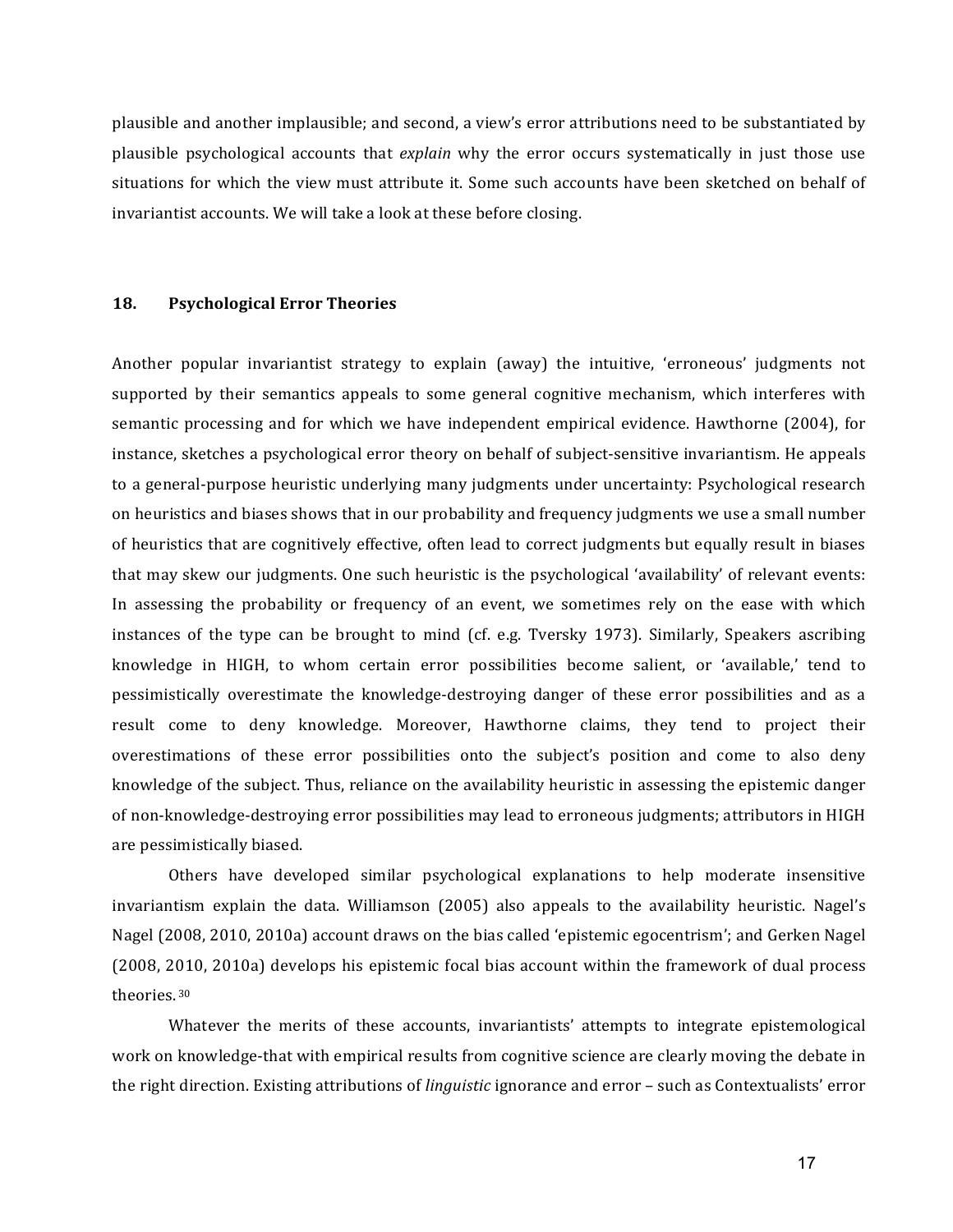plausible and another implausible; and second, a view's error attributions need to be substantiated by plausible psychological accounts that *explain* why the error occurs systematically in just those use situations for which the view must attribute it. Some such accounts have been sketched on behalf of invariantist accounts. We will take a look at these before closing.

## 18. Psychological Error Theories

Another popular invariantist strategy to explain (away) the intuitive, 'erroneous' judgments not supported by their semantics appeals to some general cognitive mechanism, which interferes with semantic processing and for which we have independent empirical evidence. Hawthorne (2004), for instance, sketches a psychological error theory on behalf of subject-sensitive invariantism. He appeals to a general-purpose heuristic underlying many judgments under uncertainty: Psychological research on heuristics and biases shows that in our probability and frequency judgments we use a small number of heuristics that are cognitively effective, often lead to correct judgments but equally result in biases that may skew our judgments. One such heuristic is the psychological 'availability' of relevant events: In assessing the probability or frequency of an event, we sometimes rely on the ease with which instances of the type can be brought to mind (cf. e.g. Tversky 1973). Similarly, Speakers ascribing knowledge in HIGH, to whom certain error possibilities become salient, or 'available,' tend to pessimistically overestimate the knowledge-destroying danger of these error possibilities and as a result come to deny knowledge. Moreover, Hawthorne claims, they tend to project their overestimations of these error possibilities onto the subject's position and come to also deny knowledge of the subject. Thus, reliance on the availability heuristic in assessing the epistemic danger of non-knowledge-destroying error possibilities may lead to erroneous judgments; attributors in HIGH are pessimistically biased.

Others have developed similar psychological explanations to help moderate insensitive invariantism explain the data. Williamson (2005) also appeals to the availability heuristic. Nagel's Nagel (2008, 2010, 2010a) account draws on the bias called 'epistemic egocentrism'; and Gerken Nagel (2008, 2010, 2010a) develops his epistemic focal bias account within the framework of dual process theories.[30]

Whatever the merits of these accounts, invariantists' attempts to integrate epistemological work on knowledge-that with empirical results from cognitive science are clearly moving the debate in the right direction. Existing attributions of *linguistic* ignorance and error – such as Contextualists' error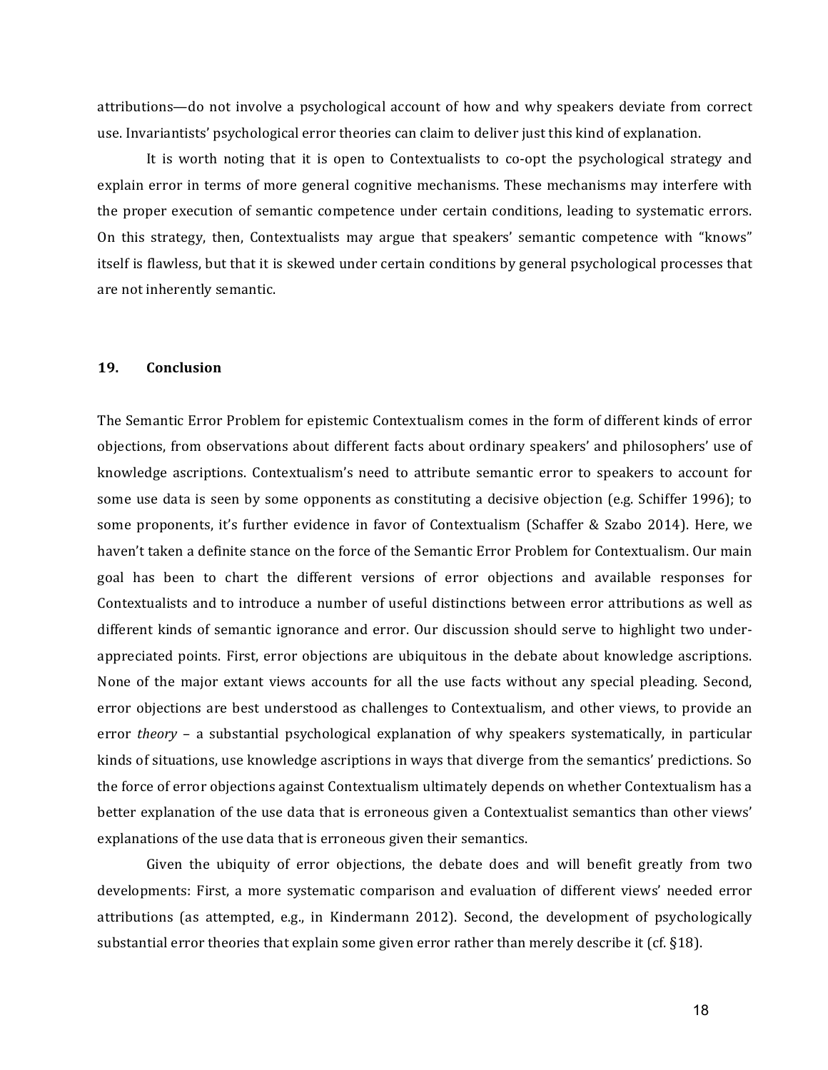attributions—do not involve a psychological account of how and why speakers deviate from correct use. Invariantists' psychological error theories can claim to deliver just this kind of explanation.

It is worth noting that it is open to Contextualists to co-opt the psychological strategy and explain error in terms of more general cognitive mechanisms. These mechanisms may interfere with the proper execution of semantic competence under certain conditions, leading to systematic errors. On this strategy, then, Contextualists may argue that speakers' semantic competence with "knows" itself is flawless, but that it is skewed under certain conditions by general psychological processes that are not inherently semantic.

## 19. Conclusion

The Semantic Error Problem for epistemic Contextualism comes in the form of different kinds of error objections, from observations about different facts about ordinary speakers' and philosophers' use of knowledge ascriptions. Contextualism's need to attribute semantic error to speakers to account for some use data is seen by some opponents as constituting a decisive objection (e.g. Schiffer 1996); to some proponents, it's further evidence in favor of Contextualism (Schaffer & Szabo 2014). Here, we haven't taken a definite stance on the force of the Semantic Error Problem for Contextualism. Our main goal has been to chart the different versions of error objections and available responses for Contextualists and to introduce a number of useful distinctions between error attributions as well as different kinds of semantic ignorance and error. Our discussion should serve to highlight two under-appreciated points. First, error objections are ubiquitous in the debate about knowledge ascriptions. None of the major extant views accounts for all the use facts without any special pleading. Second, error objections are best understood as challenges to Contextualism, and other views, to provide an error *theory* – a substantial psychological explanation of why speakers systematically, in particular kinds of situations, use knowledge ascriptions in ways that diverge from the semantics' predictions. So the force of error objections against Contextualism ultimately depends on whether Contextualism has a better explanation of the use data that is erroneous given a Contextualist semantics than other views' explanations of the use data that is erroneous given their semantics.

Given the ubiquity of error objections, the debate does and will benefit greatly from two developments: First, a more systematic comparison and evaluation of different views' needed error attributions (as attempted, e.g., in Kindermann 2012). Second, the development of psychologically substantial error theories that explain some given error rather than merely describe it (cf. §18).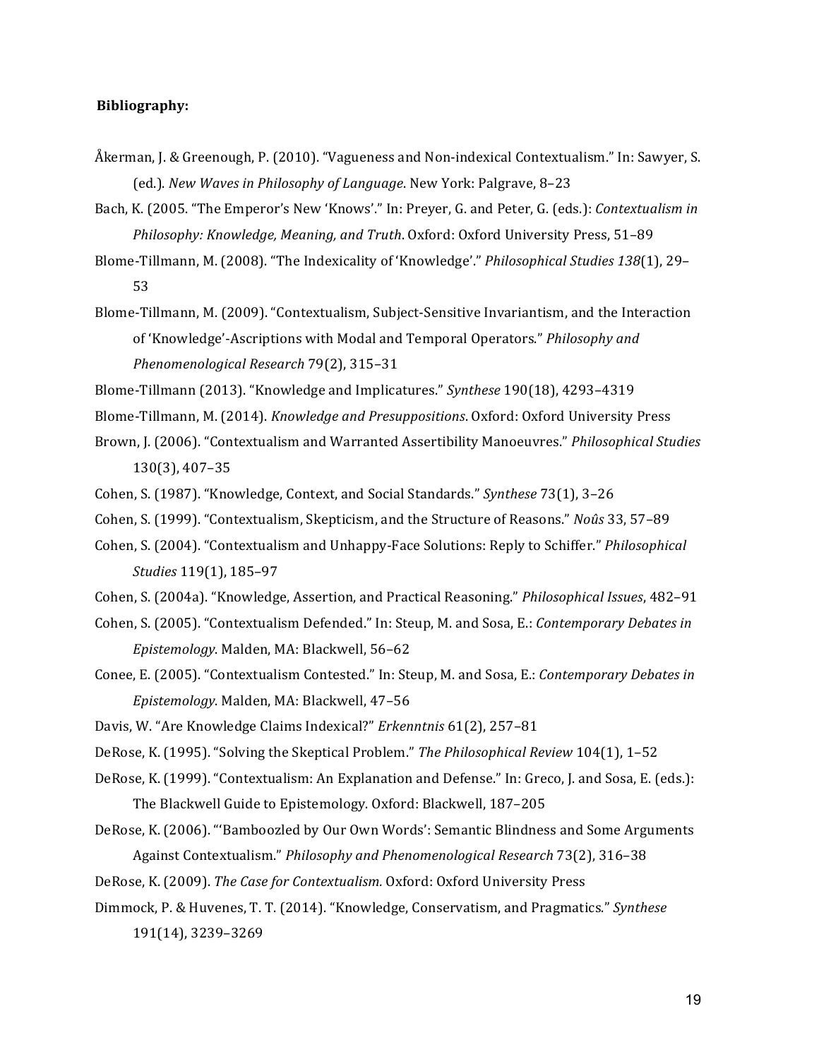**Bibliography:**

Åkerman, J. & Greenough, P. (2010). "Vagueness and Non-indexical Contextualism." In: Sawyer, S. (ed.). *New Waves in Philosophy of Language*. New York: Palgrave, 8–23

Bach, K. (2005. "The Emperor's New 'Knows'." In: Preyer, G. and Peter, G. (eds.): *Contextualism in Philosophy: Knowledge, Meaning, and Truth*. Oxford: Oxford University Press, 51–89

Blome-Tillmann, M. (2008). "The Indexicality of 'Knowledge'." *Philosophical Studies 138*(1), 29–53

Blome-Tillmann, M. (2009). "Contextualism, Subject-Sensitive Invariantism, and the Interaction of 'Knowledge'-Ascriptions with Modal and Temporal Operators." *Philosophy and Phenomenological Research* 79(2), 315–31

Blome-Tillmann (2013). "Knowledge and Implicatures." *Synthese* 190(18), 4293–4319

Blome-Tillmann, M. (2014). *Knowledge and Presuppositions*. Oxford: Oxford University Press

Brown, J. (2006). "Contextualism and Warranted Assertibility Manoeuvres." *Philosophical Studies* 130(3), 407–35

Cohen, S. (1987). "Knowledge, Context, and Social Standards." *Synthese* 73(1), 3–26

Cohen, S. (1999). "Contextualism, Skepticism, and the Structure of Reasons." *Noûs* 33, 57–89

Cohen, S. (2004). "Contextualism and Unhappy-Face Solutions: Reply to Schiffer." *Philosophical Studies* 119(1), 185–97

Cohen, S. (2004a). "Knowledge, Assertion, and Practical Reasoning." *Philosophical Issues*, 482–91

Cohen, S. (2005). "Contextualism Defended." In: Steup, M. and Sosa, E.: *Contemporary Debates in Epistemology*. Malden, MA: Blackwell, 56–62

Conee, E. (2005). "Contextualism Contested." In: Steup, M. and Sosa, E.: *Contemporary Debates in Epistemology*. Malden, MA: Blackwell, 47–56

Davis, W. "Are Knowledge Claims Indexical?" *Erkenntnis* 61(2), 257–81

DeRose, K. (1995). "Solving the Skeptical Problem." *The Philosophical Review* 104(1), 1–52

DeRose, K. (1999). "Contextualism: An Explanation and Defense." In: Greco, J. and Sosa, E. (eds.): The Blackwell Guide to Epistemology. Oxford: Blackwell, 187–205

DeRose, K. (2006). "'Bamboozled by Our Own Words': Semantic Blindness and Some Arguments Against Contextualism." *Philosophy and Phenomenological Research* 73(2), 316–38

DeRose, K. (2009). *The Case for Contextualism.* Oxford: Oxford University Press

Dimmock, P. & Huvenes, T. T. (2014). "Knowledge, Conservatism, and Pragmatics." *Synthese* 191(14), 3239–3269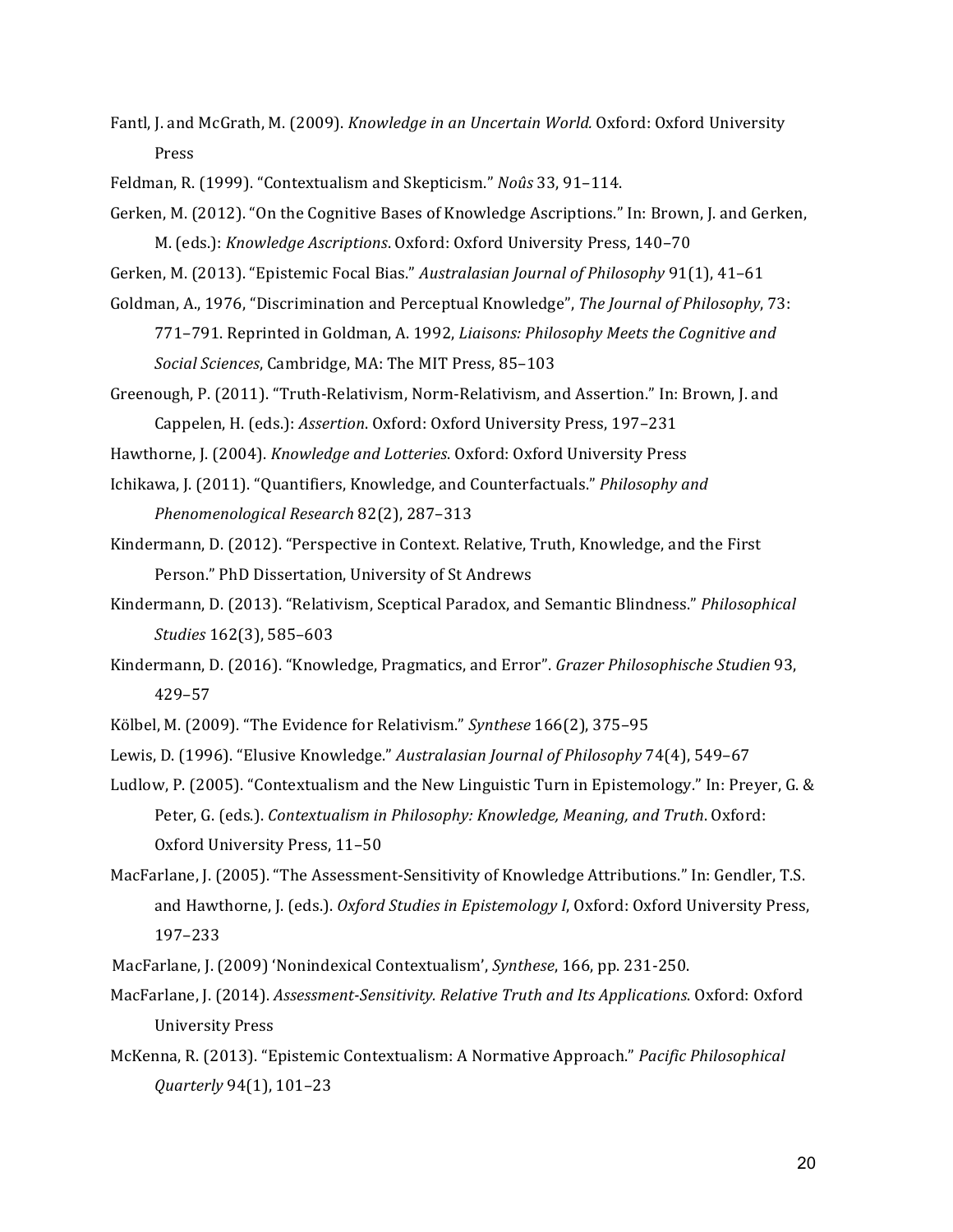Fantl, J. and McGrath, M. (2009). *Knowledge in an Uncertain World.* Oxford: Oxford University Press

Feldman, R. (1999). "Contextualism and Skepticism." *Noûs* 33, 91–114.

Gerken, M. (2012). "On the Cognitive Bases of Knowledge Ascriptions." In: Brown, J. and Gerken, M. (eds.): *Knowledge Ascriptions*. Oxford: Oxford University Press, 140–70

Gerken, M. (2013). "Epistemic Focal Bias." *Australasian Journal of Philosophy* 91(1), 41–61

Goldman, A., 1976, "Discrimination and Perceptual Knowledge", *The Journal of Philosophy*, 73: 771–791. Reprinted in Goldman, A. 1992, *Liaisons: Philosophy Meets the Cognitive and Social Sciences*, Cambridge, MA: The MIT Press, 85–103

Greenough, P. (2011). "Truth-Relativism, Norm-Relativism, and Assertion." In: Brown, J. and Cappelen, H. (eds.): *Assertion*. Oxford: Oxford University Press, 197–231

Hawthorne, J. (2004). *Knowledge and Lotteries*. Oxford: Oxford University Press

Ichikawa, J. (2011). "Quantifiers, Knowledge, and Counterfactuals." *Philosophy and Phenomenological Research* 82(2), 287–313

Kindermann, D. (2012). "Perspective in Context. Relative, Truth, Knowledge, and the First Person." PhD Dissertation, University of St Andrews

Kindermann, D. (2013). "Relativism, Sceptical Paradox, and Semantic Blindness." *Philosophical Studies* 162(3), 585–603

Kindermann, D. (2016). "Knowledge, Pragmatics, and Error". *Grazer Philosophische Studien* 93, 429–57

Kölbel, M. (2009). "The Evidence for Relativism." *Synthese* 166(2), 375–95

Lewis, D. (1996). "Elusive Knowledge." *Australasian Journal of Philosophy* 74(4), 549–67

Ludlow, P. (2005). "Contextualism and the New Linguistic Turn in Epistemology." In: Preyer, G. & Peter, G. (eds.). *Contextualism in Philosophy: Knowledge, Meaning, and Truth*. Oxford: Oxford University Press, 11–50

MacFarlane, J. (2005). "The Assessment-Sensitivity of Knowledge Attributions." In: Gendler, T.S. and Hawthorne, J. (eds.). *Oxford Studies in Epistemology I*, Oxford: Oxford University Press, 197–233

MacFarlane, J. (2009) 'Nonindexical Contextualism', *Synthese*, 166, pp. 231-250.

MacFarlane, J. (2014). *Assessment-Sensitivity. Relative Truth and Its Applications*. Oxford: Oxford University Press

McKenna, R. (2013). "Epistemic Contextualism: A Normative Approach." *Pacific Philosophical Quarterly* 94(1), 101–23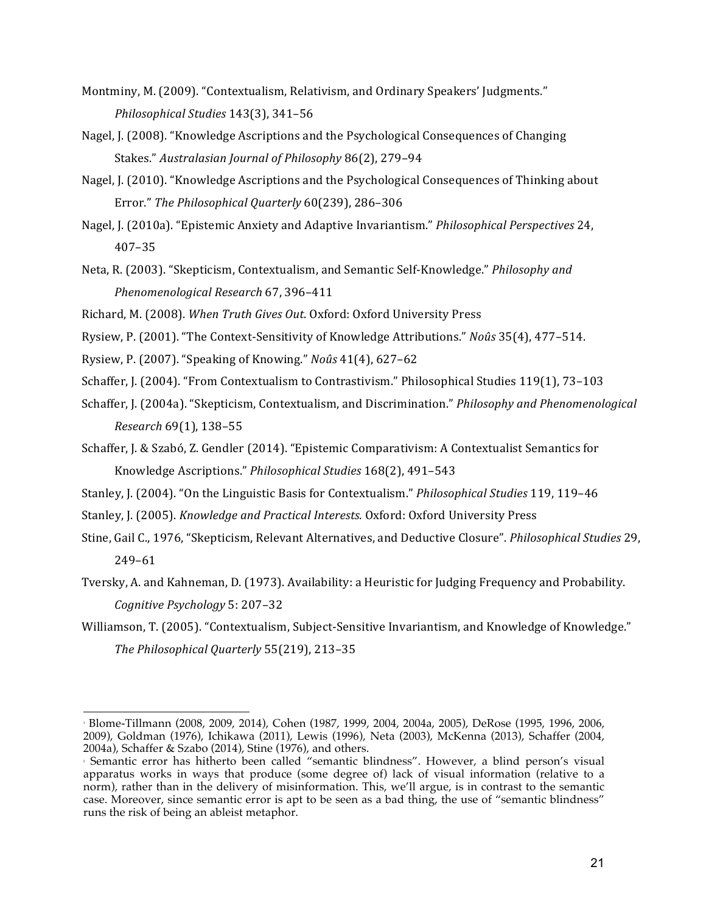Montminy, M. (2009). "Contextualism, Relativism, and Ordinary Speakers' Judgments." *Philosophical Studies* 143(3), 341–56

Nagel, J. (2008). "Knowledge Ascriptions and the Psychological Consequences of Changing Stakes." *Australasian Journal of Philosophy* 86(2), 279–94

Nagel, J. (2010). "Knowledge Ascriptions and the Psychological Consequences of Thinking about Error." *The Philosophical Quarterly* 60(239), 286–306

Nagel, J. (2010a). "Epistemic Anxiety and Adaptive Invariantism." *Philosophical Perspectives* 24, 407–35

Neta, R. (2003). "Skepticism, Contextualism, and Semantic Self-Knowledge." *Philosophy and Phenomenological Research* 67, 396–411

Richard, M. (2008). *When Truth Gives Out*. Oxford: Oxford University Press

Rysiew, P. (2001). "The Context-Sensitivity of Knowledge Attributions." *Noûs* 35(4), 477–514.

Rysiew, P. (2007). "Speaking of Knowing." *Noûs* 41(4), 627–62

Schaffer, J. (2004). "From Contextualism to Contrastivism." Philosophical Studies 119(1), 73–103

Schaffer, J. (2004a). "Skepticism, Contextualism, and Discrimination." *Philosophy and Phenomenological Research* 69(1), 138–55

Schaffer, J. & Szabó, Z. Gendler (2014). "Epistemic Comparativism: A Contextualist Semantics for Knowledge Ascriptions." *Philosophical Studies* 168(2), 491–543

Stanley, J. (2004). "On the Linguistic Basis for Contextualism." *Philosophical Studies* 119, 119–46

Stanley, J. (2005). *Knowledge and Practical Interests.* Oxford: Oxford University Press

Stine, Gail C., 1976, "Skepticism, Relevant Alternatives, and Deductive Closure". *Philosophical Studies* 29, 249–61

Tversky, A. and Kahneman, D. (1973). Availability: a Heuristic for Judging Frequency and Probability. *Cognitive Psychology* 5: 207–32

Williamson, T. (2005). "Contextualism, Subject-Sensitive Invariantism, and Knowledge of Knowledge." *The Philosophical Quarterly* 55(219), 213–35

---

[1] Blome-Tillmann (2008, 2009, 2014), Cohen (1987, 1999, 2004, 2004a, 2005), DeRose (1995, 1996, 2006, 2009), Goldman (1976), Ichikawa (2011), Lewis (1996), Neta (2003), McKenna (2013), Schaffer (2004, 2004a), Schaffer & Szabo (2014), Stine (1976), and others.

[2] Semantic error has hitherto been called "semantic blindness". However, a blind person's visual apparatus works in ways that produce (some degree of) lack of visual information (relative to a norm), rather than in the delivery of misinformation. This, we'll argue, is in contrast to the semantic case. Moreover, since semantic error is apt to be seen as a bad thing, the use of "semantic blindness" runs the risk of being an ableist metaphor.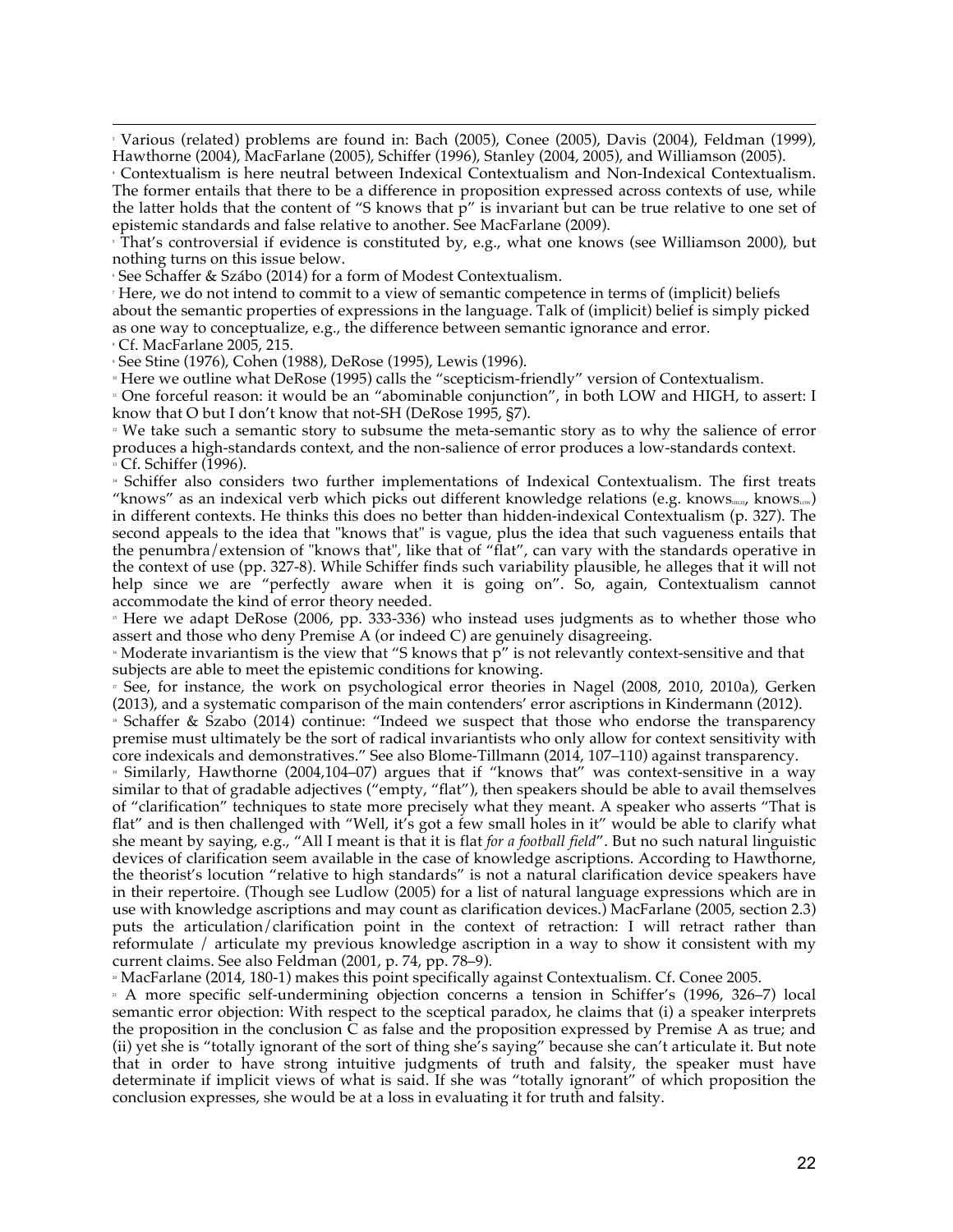[3] Various (related) problems are found in: Bach (2005), Conee (2005), Davis (2004), Feldman (1999), Hawthorne (2004), MacFarlane (2005), Schiffer (1996), Stanley (2004, 2005), and Williamson (2005).

[4] Contextualism is here neutral between Indexical Contextualism and Non-Indexical Contextualism. The former entails that there to be a difference in proposition expressed across contexts of use, while the latter holds that the content of "S knows that p" is invariant but can be true relative to one set of epistemic standards and false relative to another. See MacFarlane (2009).

[5] That's controversial if evidence is constituted by, e.g., what one knows (see Williamson 2000), but nothing turns on this issue below.

[6] See Schaffer & Szábo (2014) for a form of Modest Contextualism.

[7] Here, we do not intend to commit to a view of semantic competence in terms of (implicit) beliefs about the semantic properties of expressions in the language. Talk of (implicit) belief is simply picked as one way to conceptualize, e.g., the difference between semantic ignorance and error.

[8] Cf. MacFarlane 2005, 215.

[9] See Stine (1976), Cohen (1988), DeRose (1995), Lewis (1996).

[10] Here we outline what DeRose (1995) calls the "scepticism-friendly" version of Contextualism.

[11] One forceful reason: it would be an "abominable conjunction", in both LOW and HIGH, to assert: I know that O but I don't know that not-SH (DeRose 1995, §7).

[12] We take such a semantic story to subsume the meta-semantic story as to why the salience of error produces a high-standards context, and the non-salience of error produces a low-standards context.

[13] Cf. Schiffer (1996).

[14] Schiffer also considers two further implementations of Indexical Contextualism. The first treats "knows" as an indexical verb which picks out different knowledge relations (e.g. $\text{knows}_{\text{HIGH}}$, $\text{knows}_{\text{LOW}}$) in different contexts. He thinks this does no better than hidden-indexical Contextualism (p. 327). The second appeals to the idea that "knows that" is vague, plus the idea that such vagueness entails that the penumbra/extension of "knows that", like that of "flat", can vary with the standards operative in the context of use (pp. 327-8). While Schiffer finds such variability plausible, he alleges that it will not help since we are "perfectly aware when it is going on". So, again, Contextualism cannot accommodate the kind of error theory needed.

[15] Here we adapt DeRose (2006, pp. 333-336) who instead uses judgments as to whether those who assert and those who deny Premise A (or indeed C) are genuinely disagreeing.

[16] Moderate invariantism is the view that "S knows that p" is not relevantly context-sensitive and that subjects are able to meet the epistemic conditions for knowing.

[17] See, for instance, the work on psychological error theories in Nagel (2008, 2010, 2010a), Gerken (2013), and a systematic comparison of the main contenders' error ascriptions in Kindermann (2012).

[18] Schaffer & Szabo (2014) continue: "Indeed we suspect that those who endorse the transparency premise must ultimately be the sort of radical invariantists who only allow for context sensitivity with core indexicals and demonstratives." See also Blome-Tillmann (2014, 107–110) against transparency.

[19] Similarly, Hawthorne (2004,104–07) argues that if "knows that" was context-sensitive in a way similar to that of gradable adjectives ("empty, "flat"), then speakers should be able to avail themselves of "clarification" techniques to state more precisely what they meant. A speaker who asserts "That is flat" and is then challenged with "Well, it's got a few small holes in it" would be able to clarify what she meant by saying, e.g., "All I meant is that it is flat *for a football field*". But no such natural linguistic devices of clarification seem available in the case of knowledge ascriptions. According to Hawthorne, the theorist's locution "relative to high standards" is not a natural clarification device speakers have in their repertoire. (Though see Ludlow (2005) for a list of natural language expressions which are in use with knowledge ascriptions and may count as clarification devices.) MacFarlane (2005, section 2.3) puts the articulation/clarification point in the context of retraction: I will retract rather than reformulate / articulate my previous knowledge ascription in a way to show it consistent with my current claims. See also Feldman (2001, p. 74, pp. 78–9).

[20] MacFarlane (2014, 180-1) makes this point specifically against Contextualism. Cf. Conee 2005.

[21] A more specific self-undermining objection concerns a tension in Schiffer's (1996, 326–7) local semantic error objection: With respect to the sceptical paradox, he claims that (i) a speaker interprets the proposition in the conclusion C as false and the proposition expressed by Premise A as true; and (ii) yet she is "totally ignorant of the sort of thing she's saying" because she can't articulate it. But note that in order to have strong intuitive judgments of truth and falsity, the speaker must have determinate if implicit views of what is said. If she was "totally ignorant" of which proposition the conclusion expresses, she would be at a loss in evaluating it for truth and falsity.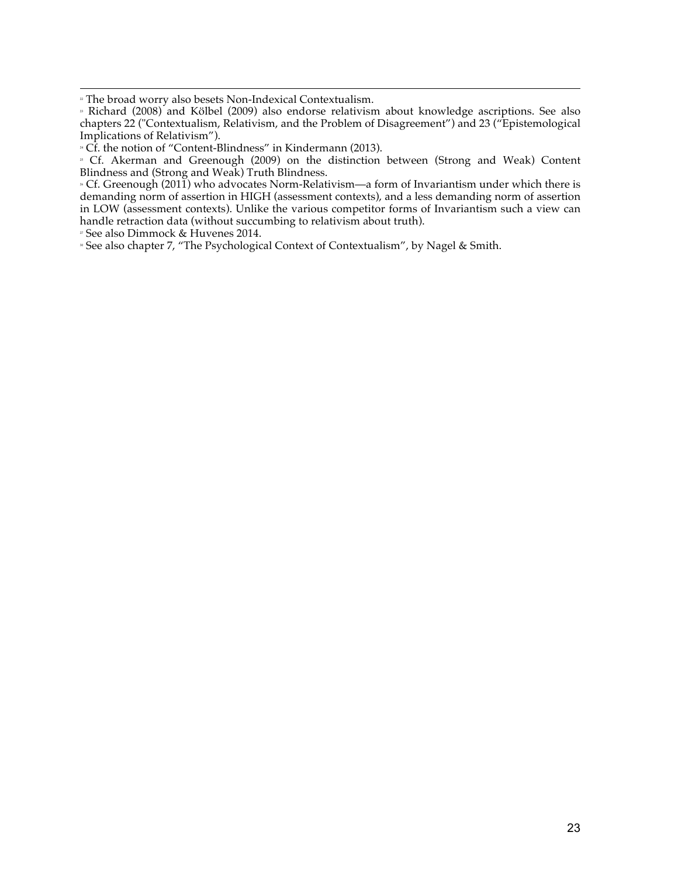[22] The broad worry also besets Non-Indexical Contextualism.

[23] Richard (2008) and Kölbel (2009) also endorse relativism about knowledge ascriptions. See also chapters 22 ("Contextualism, Relativism, and the Problem of Disagreement") and 23 ("Epistemological Implications of Relativism").

[24] Cf. the notion of "Content-Blindness" in Kindermann (2013).

[25] Cf. Akerman and Greenough (2009) on the distinction between (Strong and Weak) Content Blindness and (Strong and Weak) Truth Blindness.

[26] Cf. Greenough (2011) who advocates Norm-Relativism—a form of Invariantism under which there is demanding norm of assertion in HIGH (assessment contexts), and a less demanding norm of assertion in LOW (assessment contexts). Unlike the various competitor forms of Invariantism such a view can handle retraction data (without succumbing to relativism about truth).

[27] See also Dimmock & Huvenes 2014.

[28] See also chapter 7, "The Psychological Context of Contextualism", by Nagel & Smith.